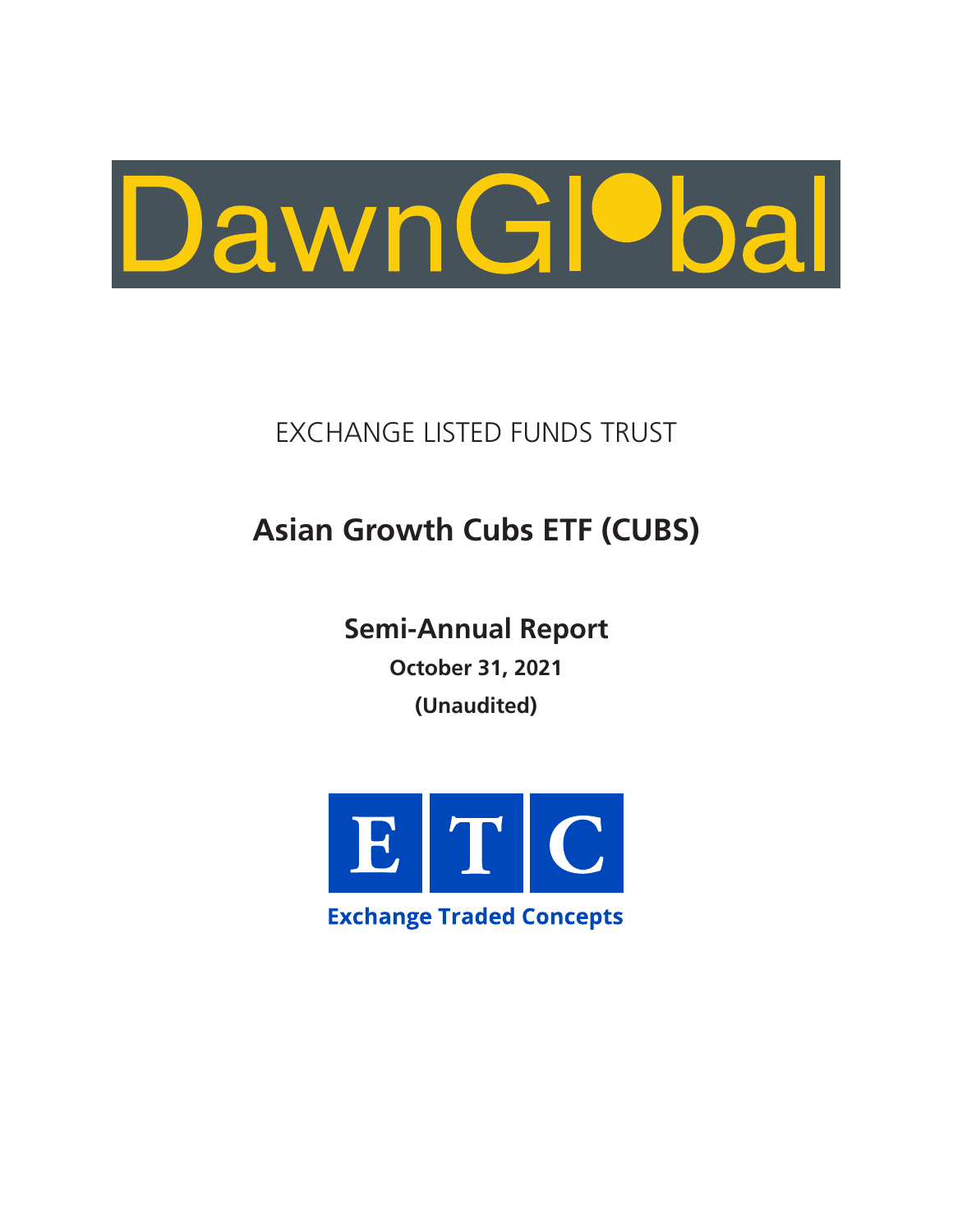DawnGlobal

EXCHANGE LISTED FUNDS TRUST

# Asian Growth Cubs ETF (CUBS)

## Semi-Annual Report

**October 31, 2021**

**(Unaudited)**

ETC

Exchange Traded Concepts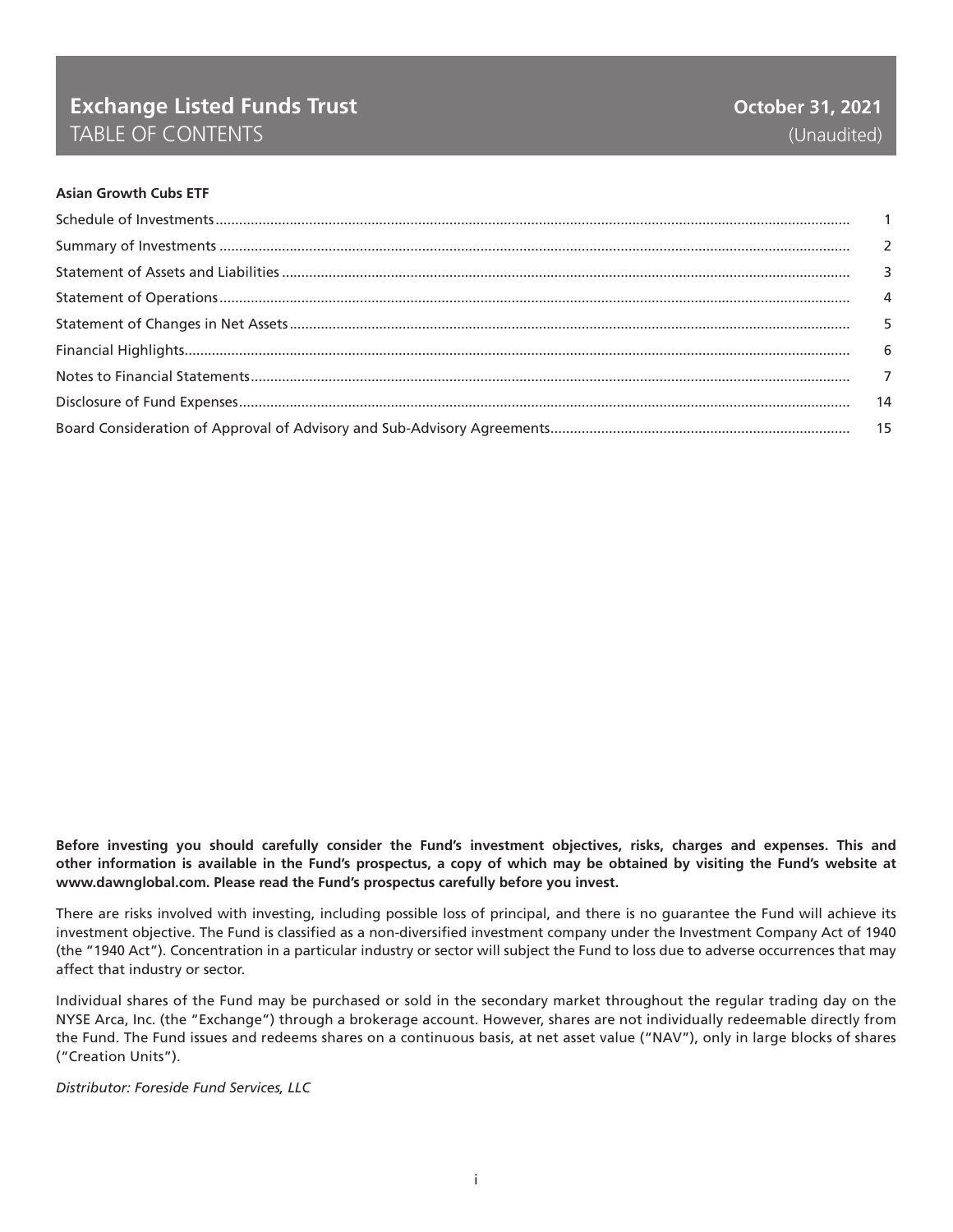# Exchange Listed Funds Trust
## TABLE OF CONTENTS

**October 31, 2021**
(Unaudited)

**Asian Growth Cubs ETF**

| | |
|---|---|
| Schedule of Investments | 1 |
| Summary of Investments | 2 |
| Statement of Assets and Liabilities | 3 |
| Statement of Operations | 4 |
| Statement of Changes in Net Assets | 5 |
| Financial Highlights | 6 |
| Notes to Financial Statements | 7 |
| Disclosure of Fund Expenses | 14 |
| Board Consideration of Approval of Advisory and Sub-Advisory Agreements | 15 |

**Before investing you should carefully consider the Fund's investment objectives, risks, charges and expenses. This and other information is available in the Fund's prospectus, a copy of which may be obtained by visiting the Fund's website at www.dawnglobal.com. Please read the Fund's prospectus carefully before you invest.**

There are risks involved with investing, including possible loss of principal, and there is no guarantee the Fund will achieve its investment objective. The Fund is classified as a non-diversified investment company under the Investment Company Act of 1940 (the "1940 Act"). Concentration in a particular industry or sector will subject the Fund to loss due to adverse occurrences that may affect that industry or sector.

Individual shares of the Fund may be purchased or sold in the secondary market throughout the regular trading day on the NYSE Arca, Inc. (the "Exchange") through a brokerage account. However, shares are not individually redeemable directly from the Fund. The Fund issues and redeems shares on a continuous basis, at net asset value ("NAV"), only in large blocks of shares ("Creation Units").

*Distributor: Foreside Fund Services, LLC*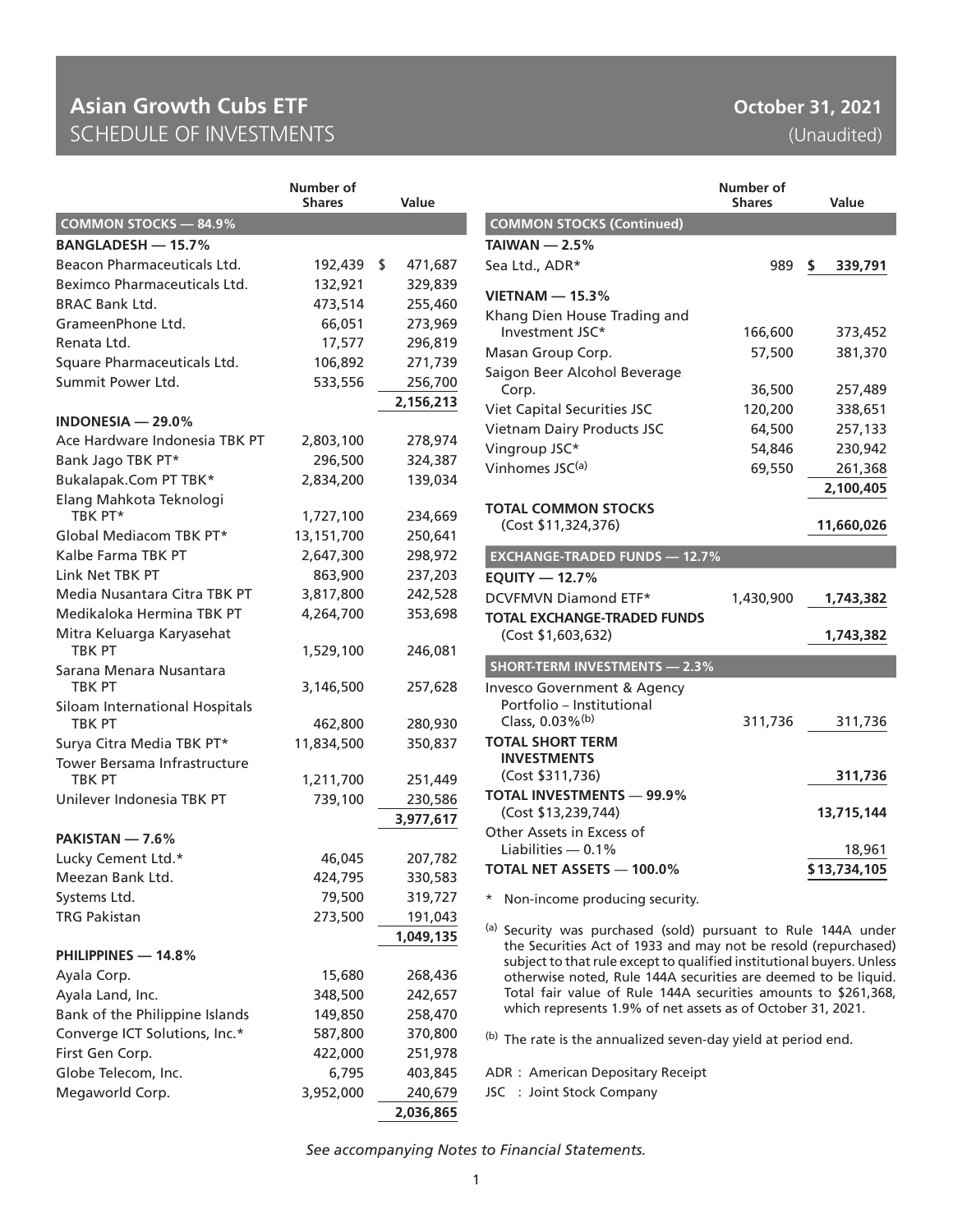# Asian Growth Cubs ETF
## SCHEDULE OF INVESTMENTS

**October 31, 2021**
(Unaudited)

| | Number of Shares | Value |
|---|---|---|
| **COMMON STOCKS — 84.9%** | | |
| **BANGLADESH — 15.7%** | | |
| Beacon Pharmaceuticals Ltd. | 192,439 | $ 471,687 |
| Beximco Pharmaceuticals Ltd. | 132,921 | 329,839 |
| BRAC Bank Ltd. | 473,514 | 255,460 |
| GrameenPhone Ltd. | 66,051 | 273,969 |
| Renata Ltd. | 17,577 | 296,819 |
| Square Pharmaceuticals Ltd. | 106,892 | 271,739 |
| Summit Power Ltd. | 533,556 | 256,700 |
| | | 2,156,213 |
| **INDONESIA — 29.0%** | | |
| Ace Hardware Indonesia TBK PT | 2,803,100 | 278,974 |
| Bank Jago TBK PT* | 296,500 | 324,387 |
| Bukalapak.Com PT TBK* | 2,834,200 | 139,034 |
| Elang Mahkota Teknologi TBK PT* | 1,727,100 | 234,669 |
| Global Mediacom TBK PT* | 13,151,700 | 250,641 |
| Kalbe Farma TBK PT | 2,647,300 | 298,972 |
| Link Net TBK PT | 863,900 | 237,203 |
| Media Nusantara Citra TBK PT | 3,817,800 | 242,528 |
| Medikaloka Hermina TBK PT | 4,264,700 | 353,698 |
| Mitra Keluarga Karyasehat TBK PT | 1,529,100 | 246,081 |
| Sarana Menara Nusantara TBK PT | 3,146,500 | 257,628 |
| Siloam International Hospitals TBK PT | 462,800 | 280,930 |
| Surya Citra Media TBK PT* | 11,834,500 | 350,837 |
| Tower Bersama Infrastructure TBK PT | 1,211,700 | 251,449 |
| Unilever Indonesia TBK PT | 739,100 | 230,586 |
| | | 3,977,617 |
| **PAKISTAN — 7.6%** | | |
| Lucky Cement Ltd.* | 46,045 | 207,782 |
| Meezan Bank Ltd. | 424,795 | 330,583 |
| Systems Ltd. | 79,500 | 319,727 |
| TRG Pakistan | 273,500 | 191,043 |
| | | 1,049,135 |
| **PHILIPPINES — 14.8%** | | |
| Ayala Corp. | 15,680 | 268,436 |
| Ayala Land, Inc. | 348,500 | 242,657 |
| Bank of the Philippine Islands | 149,850 | 258,470 |
| Converge ICT Solutions, Inc.* | 587,800 | 370,800 |
| First Gen Corp. | 422,000 | 251,978 |
| Globe Telecom, Inc. | 6,795 | 403,845 |
| Megaworld Corp. | 3,952,000 | 240,679 |
| | | 2,036,865 |
| **COMMON STOCKS (Continued)** | | |
| **TAIWAN — 2.5%** | | |
| Sea Ltd., ADR* | 989 | $ 339,791 |
| **VIETNAM — 15.3%** | | |
| Khang Dien House Trading and Investment JSC* | 166,600 | 373,452 |
| Masan Group Corp. | 57,500 | 381,370 |
| Saigon Beer Alcohol Beverage Corp. | 36,500 | 257,489 |
| Viet Capital Securities JSC | 120,200 | 338,651 |
| Vietnam Dairy Products JSC | 64,500 | 257,133 |
| Vingroup JSC* | 54,846 | 230,942 |
| Vinhomes JSC[(a)] | 69,550 | 261,368 |
| | | 2,100,405 |
| **TOTAL COMMON STOCKS** (Cost $11,324,376) | | 11,660,026 |
| **EXCHANGE-TRADED FUNDS — 12.7%** | | |
| **EQUITY — 12.7%** | | |
| DCVFMVN Diamond ETF* | 1,430,900 | 1,743,382 |
| **TOTAL EXCHANGE-TRADED FUNDS** (Cost $1,603,632) | | 1,743,382 |
| **SHORT-TERM INVESTMENTS — 2.3%** | | |
| Invesco Government & Agency Portfolio – Institutional Class, 0.03%[(b)] | 311,736 | 311,736 |
| **TOTAL SHORT TERM INVESTMENTS** (Cost $311,736) | | 311,736 |
| **TOTAL INVESTMENTS — 99.9%** (Cost $13,239,744) | | 13,715,144 |
| Other Assets in Excess of Liabilities — 0.1% | | 18,961 |
| **TOTAL NET ASSETS — 100.0%** | | $13,734,105 |

\* Non-income producing security.

(a) Security was purchased (sold) pursuant to Rule 144A under the Securities Act of 1933 and may not be resold (repurchased) subject to that rule except to qualified institutional buyers. Unless otherwise noted, Rule 144A securities are deemed to be liquid. Total fair value of Rule 144A securities amounts to $261,368, which represents 1.9% of net assets as of October 31, 2021.

(b) The rate is the annualized seven-day yield at period end.

ADR : American Depositary Receipt
JSC : Joint Stock Company

*See accompanying Notes to Financial Statements.*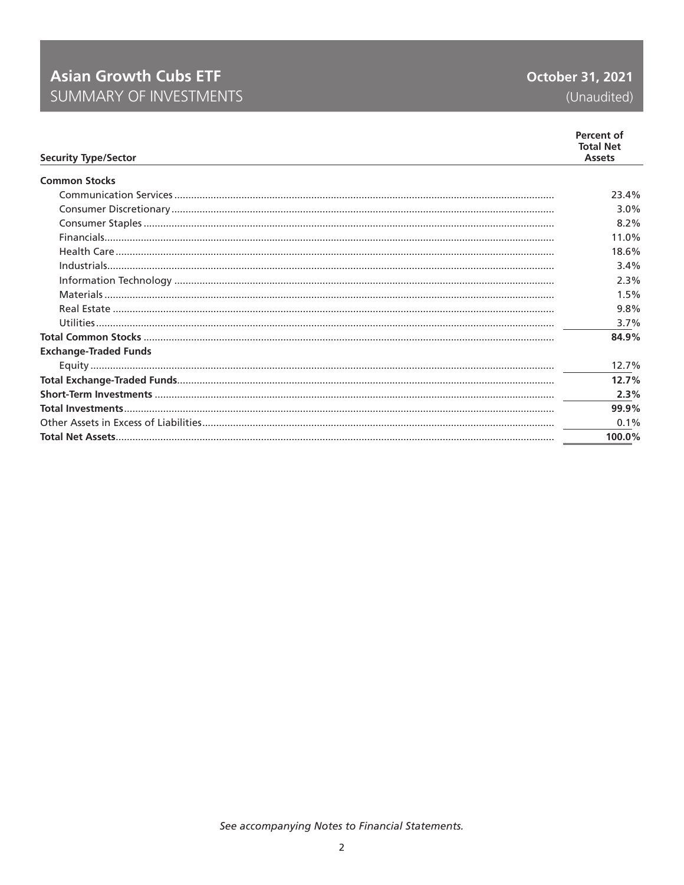# Asian Growth Cubs ETF
## SUMMARY OF INVESTMENTS

**October 31, 2021**
(Unaudited)

| Security Type/Sector | Percent of Total Net Assets |
| --- | --- |
| **Common Stocks** | |
| Communication Services | 23.4% |
| Consumer Discretionary | 3.0% |
| Consumer Staples | 8.2% |
| Financials | 11.0% |
| Health Care | 18.6% |
| Industrials | 3.4% |
| Information Technology | 2.3% |
| Materials | 1.5% |
| Real Estate | 9.8% |
| Utilities | 3.7% |
| **Total Common Stocks** | **84.9%** |
| **Exchange-Traded Funds** | |
| Equity | 12.7% |
| **Total Exchange-Traded Funds** | **12.7%** |
| **Short-Term Investments** | **2.3%** |
| **Total Investments** | **99.9%** |
| Other Assets in Excess of Liabilities | 0.1% |
| **Total Net Assets** | **100.0%** |

*See accompanying Notes to Financial Statements.*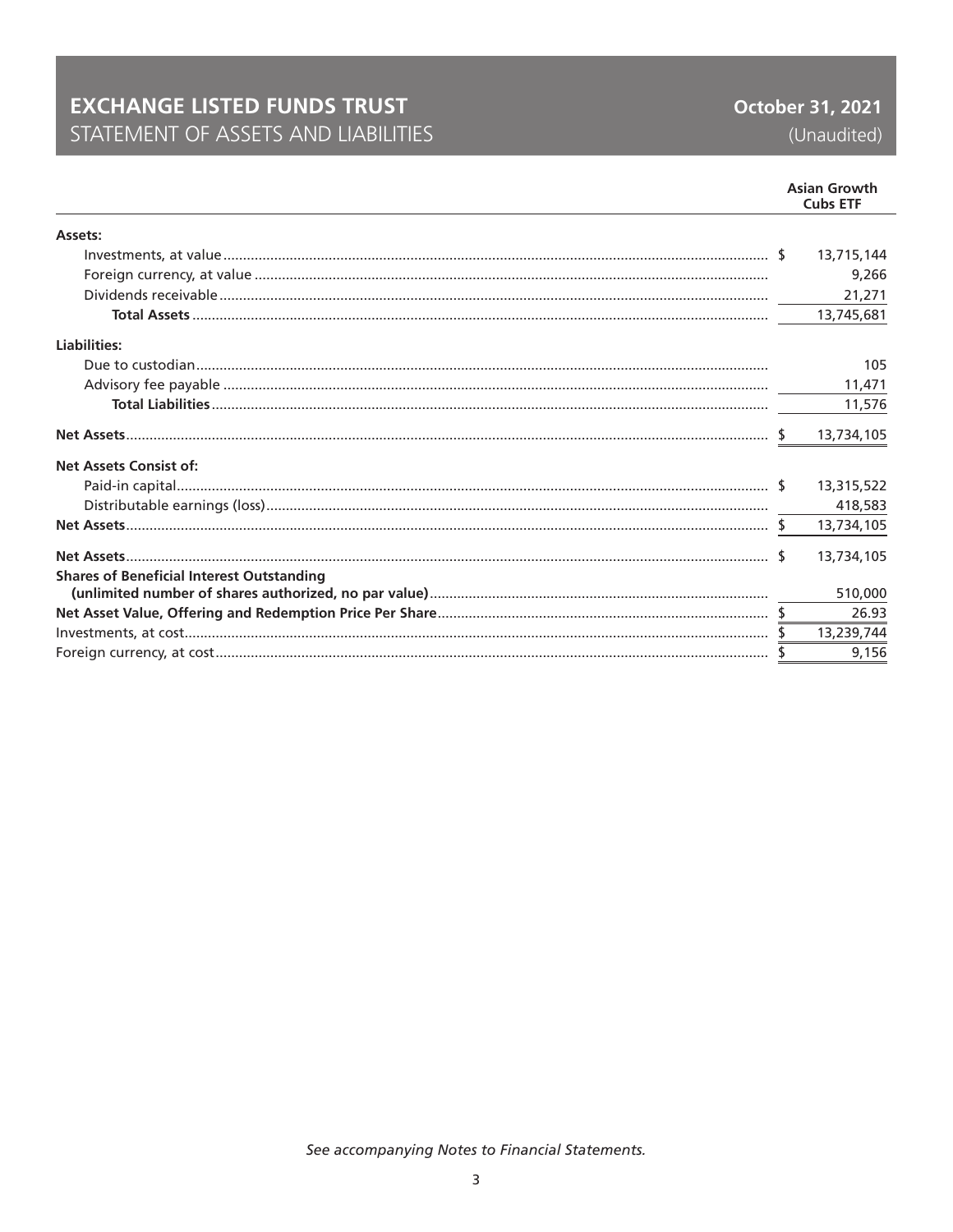# EXCHANGE LISTED FUNDS TRUST
## STATEMENT OF ASSETS AND LIABILITIES

**October 31, 2021**
(Unaudited)

| | Asian Growth Cubs ETF |
|---|---|
| **Assets:** | |
| Investments, at value | $ 13,715,144 |
| Foreign currency, at value | 9,266 |
| Dividends receivable | 21,271 |
| **Total Assets** | 13,745,681 |
| **Liabilities:** | |
| Due to custodian | 105 |
| Advisory fee payable | 11,471 |
| **Total Liabilities** | 11,576 |
| **Net Assets** | $ 13,734,105 |
| **Net Assets Consist of:** | |
| Paid-in capital | $ 13,315,522 |
| Distributable earnings (loss) | 418,583 |
| **Net Assets** | $ 13,734,105 |
| **Net Assets** | $ 13,734,105 |
| **Shares of Beneficial Interest Outstanding (unlimited number of shares authorized, no par value)** | 510,000 |
| **Net Asset Value, Offering and Redemption Price Per Share** | $ 26.93 |
| Investments, at cost | $ 13,239,744 |
| Foreign currency, at cost | $ 9,156 |

*See accompanying Notes to Financial Statements.*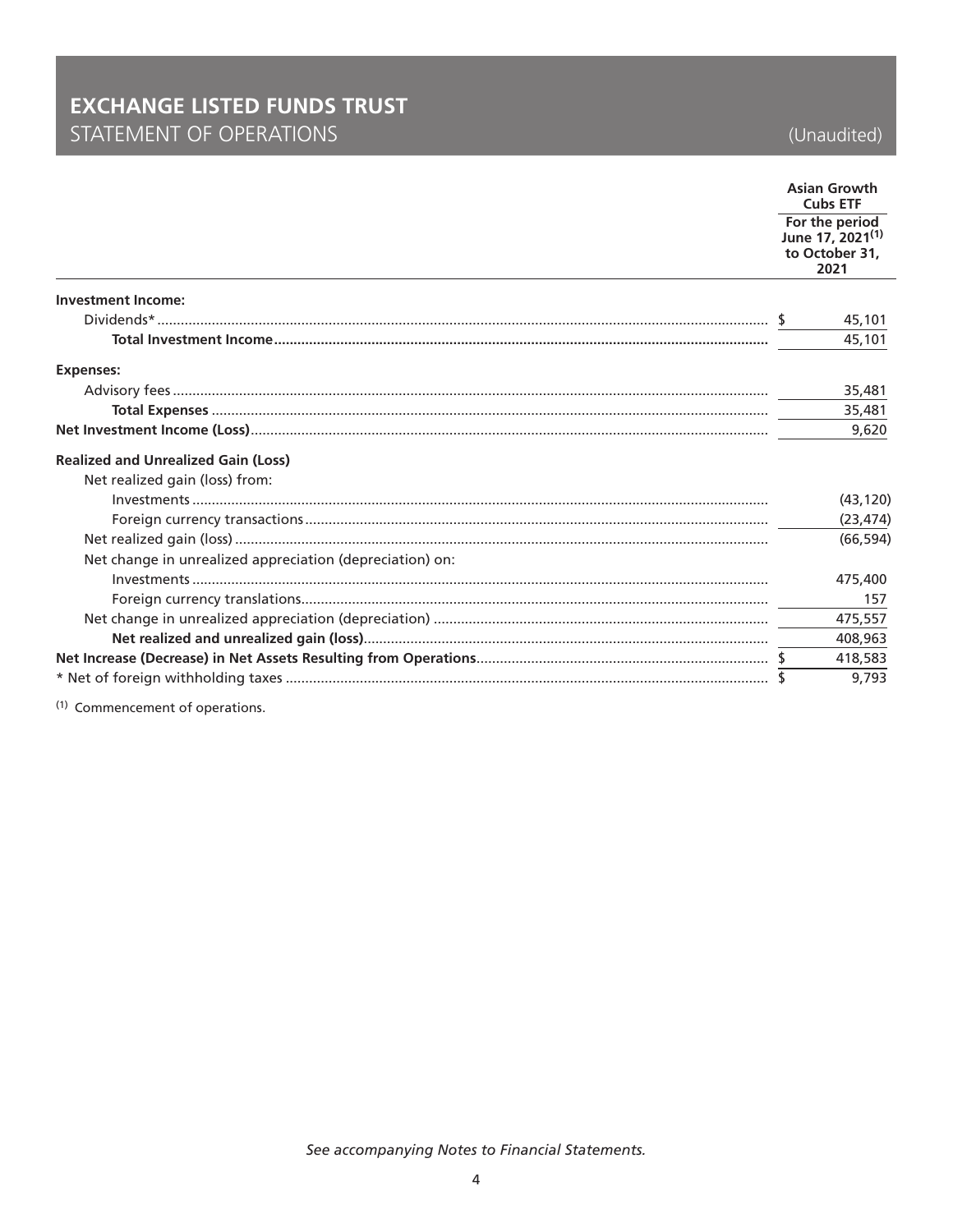# EXCHANGE LISTED FUNDS TRUST

## STATEMENT OF OPERATIONS (Unaudited)

| | Asian Growth Cubs ETF<br>For the period June 17, 2021[1] to October 31, 2021 |
|---|---|
| **Investment Income:** | |
| Dividends* | $ 45,101 |
| **Total Investment Income** | 45,101 |
| **Expenses:** | |
| Advisory fees | 35,481 |
| **Total Expenses** | 35,481 |
| **Net Investment Income (Loss)** | 9,620 |
| **Realized and Unrealized Gain (Loss)** | |
| Net realized gain (loss) from: | |
| Investments | (43,120) |
| Foreign currency transactions | (23,474) |
| Net realized gain (loss) | (66,594) |
| Net change in unrealized appreciation (depreciation) on: | |
| Investments | 475,400 |
| Foreign currency translations | 157 |
| Net change in unrealized appreciation (depreciation) | 475,557 |
| **Net realized and unrealized gain (loss)** | 408,963 |
| **Net Increase (Decrease) in Net Assets Resulting from Operations** | $ 418,583 |
| * Net of foreign withholding taxes | $ 9,793 |

[1] Commencement of operations.

*See accompanying Notes to Financial Statements.*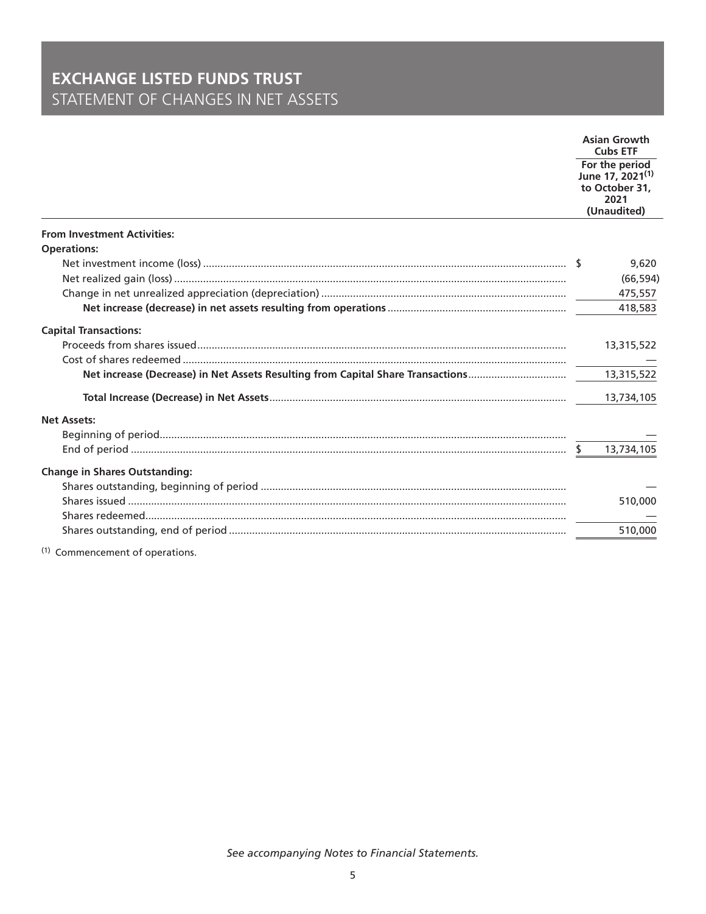# EXCHANGE LISTED FUNDS TRUST
## STATEMENT OF CHANGES IN NET ASSETS

| | Asian Growth Cubs ETF |
|---|---|
| | For the period June 17, 2021[1] to October 31, 2021 (Unaudited) |
| **From Investment Activities:** | |
| **Operations:** | |
| Net investment income (loss) | $ 9,620 |
| Net realized gain (loss) | (66,594) |
| Change in net unrealized appreciation (depreciation) | 475,557 |
| **Net increase (decrease) in net assets resulting from operations** | 418,583 |
| **Capital Transactions:** | |
| Proceeds from shares issued | 13,315,522 |
| Cost of shares redeemed | — |
| **Net increase (Decrease) in Net Assets Resulting from Capital Share Transactions** | 13,315,522 |
| **Total Increase (Decrease) in Net Assets** | 13,734,105 |
| **Net Assets:** | |
| Beginning of period | — |
| End of period | $ 13,734,105 |
| **Change in Shares Outstanding:** | |
| Shares outstanding, beginning of period | — |
| Shares issued | 510,000 |
| Shares redeemed | — |
| Shares outstanding, end of period | 510,000 |

[1] Commencement of operations.

*See accompanying Notes to Financial Statements.*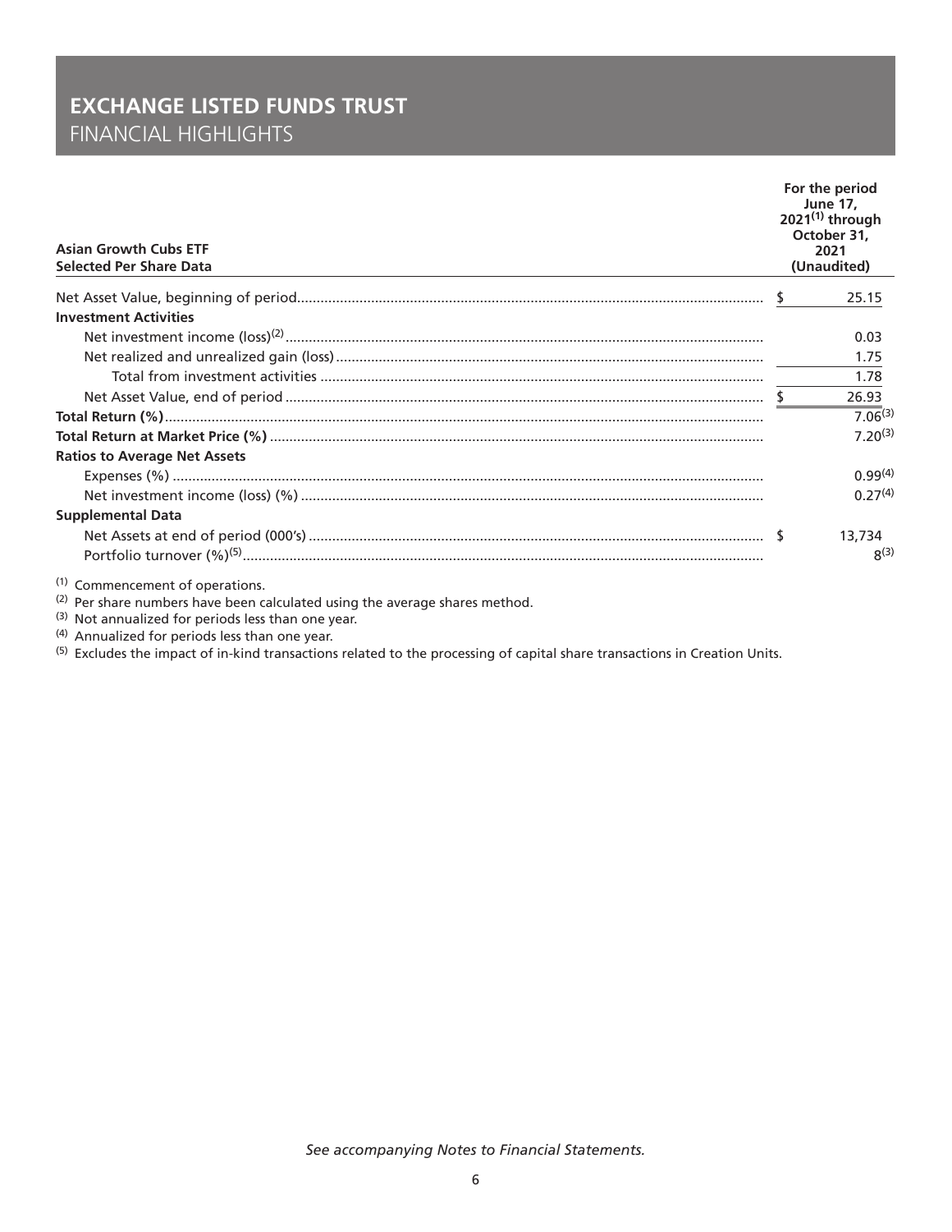# EXCHANGE LISTED FUNDS TRUST

## FINANCIAL HIGHLIGHTS

| Asian Growth Cubs ETF<br>Selected Per Share Data | For the period June 17, 2021[1] through October 31, 2021 (Unaudited) |
|---|---|
| Net Asset Value, beginning of period | $ 25.15 |
| **Investment Activities** | |
| Net investment income (loss)[2] | 0.03 |
| Net realized and unrealized gain (loss) | 1.75 |
| Total from investment activities | 1.78 |
| Net Asset Value, end of period | $ 26.93 |
| **Total Return (%)** | 7.06[3] |
| **Total Return at Market Price (%)** | 7.20[3] |
| **Ratios to Average Net Assets** | |
| Expenses (%) | 0.99[4] |
| Net investment income (loss) (%) | 0.27[4] |
| **Supplemental Data** | |
| Net Assets at end of period (000's) | $ 13,734 |
| Portfolio turnover (%)[5] | 8[3] |

[1] Commencement of operations.
[2] Per share numbers have been calculated using the average shares method.
[3] Not annualized for periods less than one year.
[4] Annualized for periods less than one year.
[5] Excludes the impact of in-kind transactions related to the processing of capital share transactions in Creation Units.

*See accompanying Notes to Financial Statements.*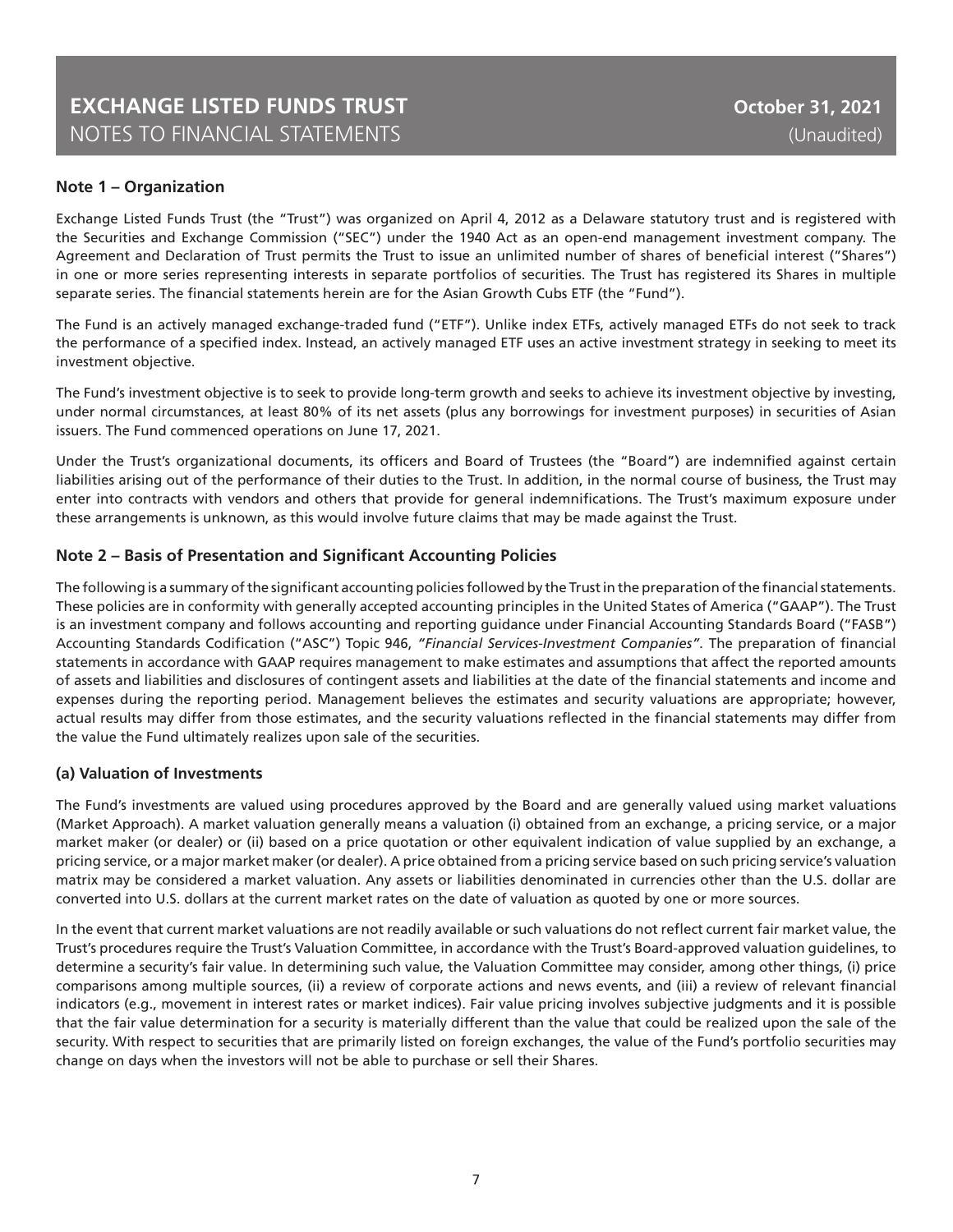# EXCHANGE LISTED FUNDS TRUST
## NOTES TO FINANCIAL STATEMENTS

**October 31, 2021**
(Unaudited)

### Note 1 – Organization

Exchange Listed Funds Trust (the "Trust") was organized on April 4, 2012 as a Delaware statutory trust and is registered with the Securities and Exchange Commission ("SEC") under the 1940 Act as an open-end management investment company. The Agreement and Declaration of Trust permits the Trust to issue an unlimited number of shares of beneficial interest ("Shares") in one or more series representing interests in separate portfolios of securities. The Trust has registered its Shares in multiple separate series. The financial statements herein are for the Asian Growth Cubs ETF (the "Fund").

The Fund is an actively managed exchange-traded fund ("ETF"). Unlike index ETFs, actively managed ETFs do not seek to track the performance of a specified index. Instead, an actively managed ETF uses an active investment strategy in seeking to meet its investment objective.

The Fund's investment objective is to seek to provide long-term growth and seeks to achieve its investment objective by investing, under normal circumstances, at least 80% of its net assets (plus any borrowings for investment purposes) in securities of Asian issuers. The Fund commenced operations on June 17, 2021.

Under the Trust's organizational documents, its officers and Board of Trustees (the "Board") are indemnified against certain liabilities arising out of the performance of their duties to the Trust. In addition, in the normal course of business, the Trust may enter into contracts with vendors and others that provide for general indemnifications. The Trust's maximum exposure under these arrangements is unknown, as this would involve future claims that may be made against the Trust.

### Note 2 – Basis of Presentation and Significant Accounting Policies

The following is a summary of the significant accounting policies followed by the Trust in the preparation of the financial statements. These policies are in conformity with generally accepted accounting principles in the United States of America ("GAAP"). The Trust is an investment company and follows accounting and reporting guidance under Financial Accounting Standards Board ("FASB") Accounting Standards Codification ("ASC") Topic 946, *"Financial Services-Investment Companies"*. The preparation of financial statements in accordance with GAAP requires management to make estimates and assumptions that affect the reported amounts of assets and liabilities and disclosures of contingent assets and liabilities at the date of the financial statements and income and expenses during the reporting period. Management believes the estimates and security valuations are appropriate; however, actual results may differ from those estimates, and the security valuations reflected in the financial statements may differ from the value the Fund ultimately realizes upon sale of the securities.

#### (a) Valuation of Investments

The Fund's investments are valued using procedures approved by the Board and are generally valued using market valuations (Market Approach). A market valuation generally means a valuation (i) obtained from an exchange, a pricing service, or a major market maker (or dealer) or (ii) based on a price quotation or other equivalent indication of value supplied by an exchange, a pricing service, or a major market maker (or dealer). A price obtained from a pricing service based on such pricing service's valuation matrix may be considered a market valuation. Any assets or liabilities denominated in currencies other than the U.S. dollar are converted into U.S. dollars at the current market rates on the date of valuation as quoted by one or more sources.

In the event that current market valuations are not readily available or such valuations do not reflect current fair market value, the Trust's procedures require the Trust's Valuation Committee, in accordance with the Trust's Board-approved valuation guidelines, to determine a security's fair value. In determining such value, the Valuation Committee may consider, among other things, (i) price comparisons among multiple sources, (ii) a review of corporate actions and news events, and (iii) a review of relevant financial indicators (e.g., movement in interest rates or market indices). Fair value pricing involves subjective judgments and it is possible that the fair value determination for a security is materially different than the value that could be realized upon the sale of the security. With respect to securities that are primarily listed on foreign exchanges, the value of the Fund's portfolio securities may change on days when the investors will not be able to purchase or sell their Shares.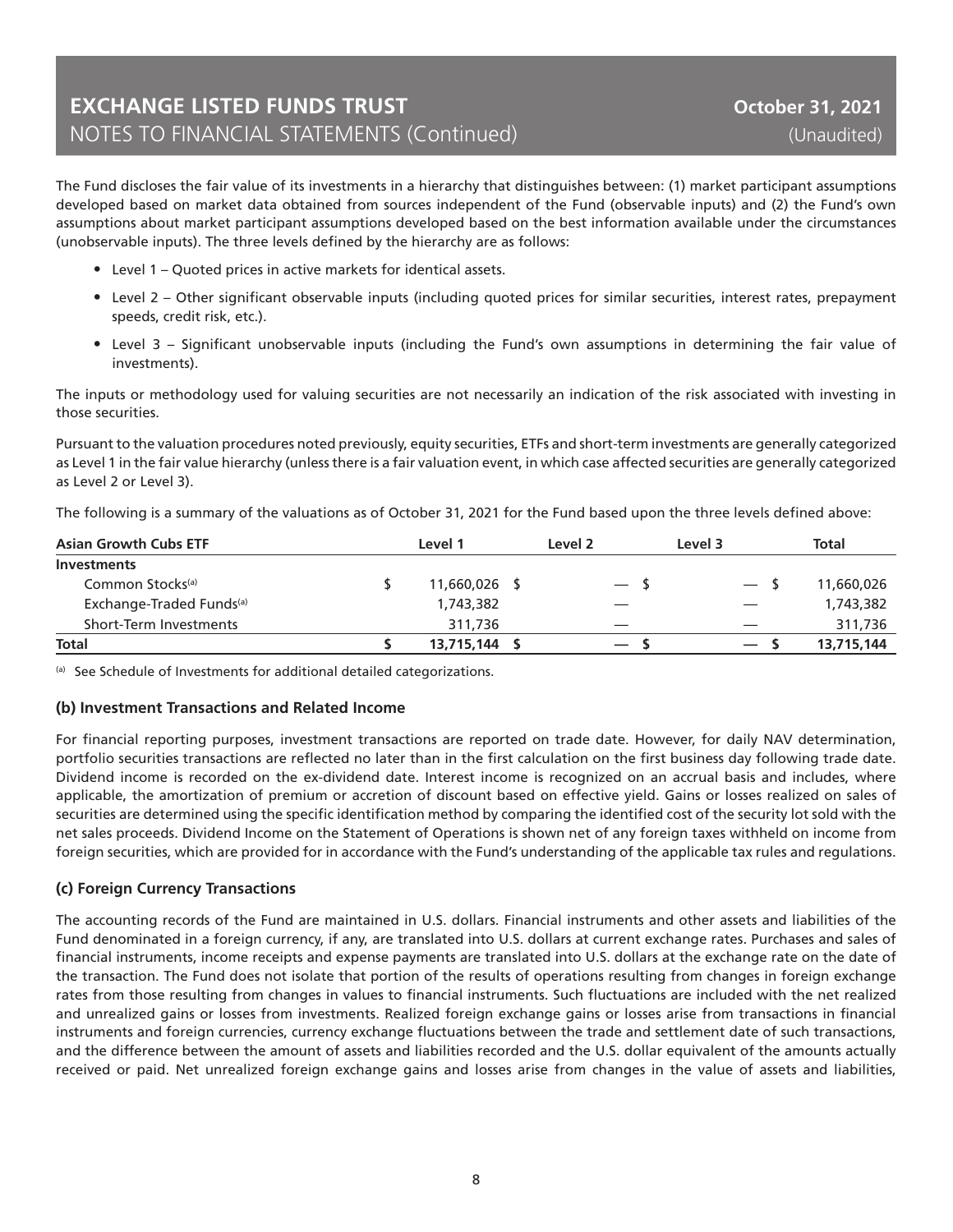The Fund discloses the fair value of its investments in a hierarchy that distinguishes between: (1) market participant assumptions developed based on market data obtained from sources independent of the Fund (observable inputs) and (2) the Fund's own assumptions about market participant assumptions developed based on the best information available under the circumstances (unobservable inputs). The three levels defined by the hierarchy are as follows:

- Level 1 – Quoted prices in active markets for identical assets.
- Level 2 – Other significant observable inputs (including quoted prices for similar securities, interest rates, prepayment speeds, credit risk, etc.).
- Level 3 – Significant unobservable inputs (including the Fund's own assumptions in determining the fair value of investments).

The inputs or methodology used for valuing securities are not necessarily an indication of the risk associated with investing in those securities.

Pursuant to the valuation procedures noted previously, equity securities, ETFs and short-term investments are generally categorized as Level 1 in the fair value hierarchy (unless there is a fair valuation event, in which case affected securities are generally categorized as Level 2 or Level 3).

The following is a summary of the valuations as of October 31, 2021 for the Fund based upon the three levels defined above:

| Asian Growth Cubs ETF | Level 1 | Level 2 | Level 3 | Total |
|---|---|---|---|---|
| **Investments** | | | | |
| Common Stocks[(a)] | $ 11,660,026 | $ — | $ — | $ 11,660,026 |
| Exchange-Traded Funds[(a)] | 1,743,382 | — | — | 1,743,382 |
| Short-Term Investments | 311,736 | — | — | 311,736 |
| **Total** | **$ 13,715,144** | **$ —** | **$ —** | **$ 13,715,144** |

[(a)] See Schedule of Investments for additional detailed categorizations.

### (b) Investment Transactions and Related Income

For financial reporting purposes, investment transactions are reported on trade date. However, for daily NAV determination, portfolio securities transactions are reflected no later than in the first calculation on the first business day following trade date. Dividend income is recorded on the ex-dividend date. Interest income is recognized on an accrual basis and includes, where applicable, the amortization of premium or accretion of discount based on effective yield. Gains or losses realized on sales of securities are determined using the specific identification method by comparing the identified cost of the security lot sold with the net sales proceeds. Dividend Income on the Statement of Operations is shown net of any foreign taxes withheld on income from foreign securities, which are provided for in accordance with the Fund's understanding of the applicable tax rules and regulations.

### (c) Foreign Currency Transactions

The accounting records of the Fund are maintained in U.S. dollars. Financial instruments and other assets and liabilities of the Fund denominated in a foreign currency, if any, are translated into U.S. dollars at current exchange rates. Purchases and sales of financial instruments, income receipts and expense payments are translated into U.S. dollars at the exchange rate on the date of the transaction. The Fund does not isolate that portion of the results of operations resulting from changes in foreign exchange rates from those resulting from changes in values to financial instruments. Such fluctuations are included with the net realized and unrealized gains or losses from investments. Realized foreign exchange gains or losses arise from transactions in financial instruments and foreign currencies, currency exchange fluctuations between the trade and settlement date of such transactions, and the difference between the amount of assets and liabilities recorded and the U.S. dollar equivalent of the amounts actually received or paid. Net unrealized foreign exchange gains and losses arise from changes in the value of assets and liabilities,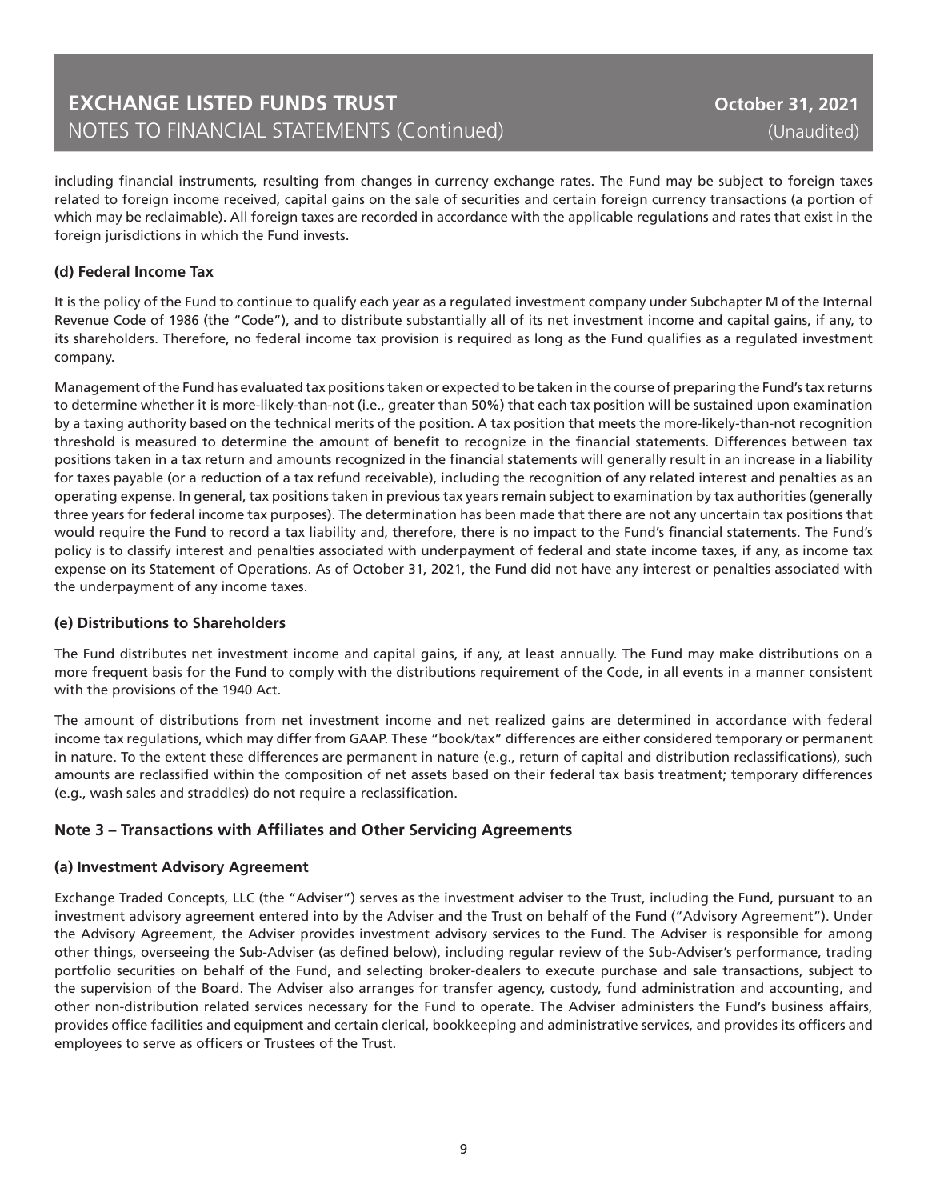including financial instruments, resulting from changes in currency exchange rates. The Fund may be subject to foreign taxes related to foreign income received, capital gains on the sale of securities and certain foreign currency transactions (a portion of which may be reclaimable). All foreign taxes are recorded in accordance with the applicable regulations and rates that exist in the foreign jurisdictions in which the Fund invests.

### (d) Federal Income Tax

It is the policy of the Fund to continue to qualify each year as a regulated investment company under Subchapter M of the Internal Revenue Code of 1986 (the "Code"), and to distribute substantially all of its net investment income and capital gains, if any, to its shareholders. Therefore, no federal income tax provision is required as long as the Fund qualifies as a regulated investment company.

Management of the Fund has evaluated tax positions taken or expected to be taken in the course of preparing the Fund's tax returns to determine whether it is more-likely-than-not (i.e., greater than 50%) that each tax position will be sustained upon examination by a taxing authority based on the technical merits of the position. A tax position that meets the more-likely-than-not recognition threshold is measured to determine the amount of benefit to recognize in the financial statements. Differences between tax positions taken in a tax return and amounts recognized in the financial statements will generally result in an increase in a liability for taxes payable (or a reduction of a tax refund receivable), including the recognition of any related interest and penalties as an operating expense. In general, tax positions taken in previous tax years remain subject to examination by tax authorities (generally three years for federal income tax purposes). The determination has been made that there are not any uncertain tax positions that would require the Fund to record a tax liability and, therefore, there is no impact to the Fund's financial statements. The Fund's policy is to classify interest and penalties associated with underpayment of federal and state income taxes, if any, as income tax expense on its Statement of Operations. As of October 31, 2021, the Fund did not have any interest or penalties associated with the underpayment of any income taxes.

### (e) Distributions to Shareholders

The Fund distributes net investment income and capital gains, if any, at least annually. The Fund may make distributions on a more frequent basis for the Fund to comply with the distributions requirement of the Code, in all events in a manner consistent with the provisions of the 1940 Act.

The amount of distributions from net investment income and net realized gains are determined in accordance with federal income tax regulations, which may differ from GAAP. These "book/tax" differences are either considered temporary or permanent in nature. To the extent these differences are permanent in nature (e.g., return of capital and distribution reclassifications), such amounts are reclassified within the composition of net assets based on their federal tax basis treatment; temporary differences (e.g., wash sales and straddles) do not require a reclassification.

## Note 3 – Transactions with Affiliates and Other Servicing Agreements

### (a) Investment Advisory Agreement

Exchange Traded Concepts, LLC (the "Adviser") serves as the investment adviser to the Trust, including the Fund, pursuant to an investment advisory agreement entered into by the Adviser and the Trust on behalf of the Fund ("Advisory Agreement"). Under the Advisory Agreement, the Adviser provides investment advisory services to the Fund. The Adviser is responsible for among other things, overseeing the Sub-Adviser (as defined below), including regular review of the Sub-Adviser's performance, trading portfolio securities on behalf of the Fund, and selecting broker-dealers to execute purchase and sale transactions, subject to the supervision of the Board. The Adviser also arranges for transfer agency, custody, fund administration and accounting, and other non-distribution related services necessary for the Fund to operate. The Adviser administers the Fund's business affairs, provides office facilities and equipment and certain clerical, bookkeeping and administrative services, and provides its officers and employees to serve as officers or Trustees of the Trust.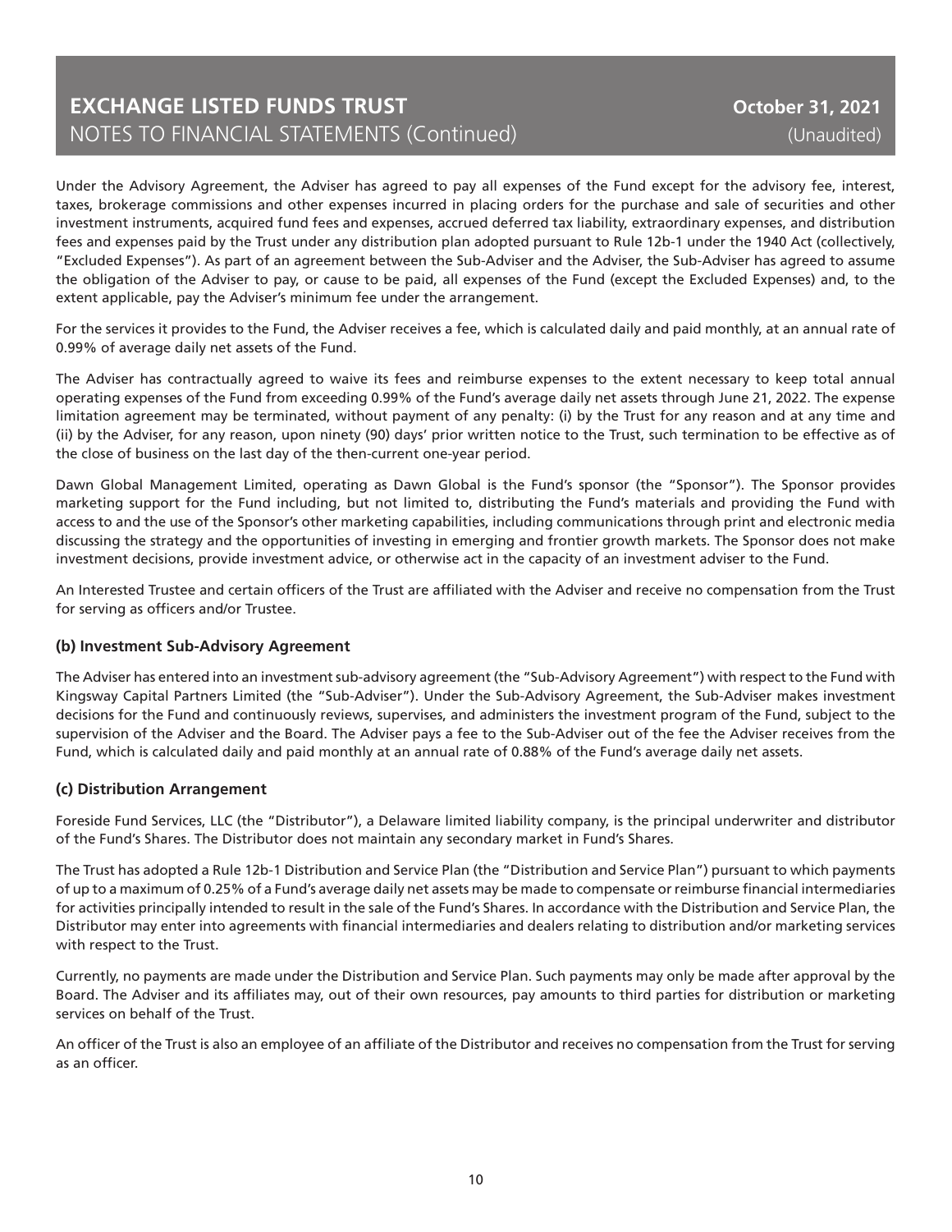Under the Advisory Agreement, the Adviser has agreed to pay all expenses of the Fund except for the advisory fee, interest, taxes, brokerage commissions and other expenses incurred in placing orders for the purchase and sale of securities and other investment instruments, acquired fund fees and expenses, accrued deferred tax liability, extraordinary expenses, and distribution fees and expenses paid by the Trust under any distribution plan adopted pursuant to Rule 12b-1 under the 1940 Act (collectively, "Excluded Expenses"). As part of an agreement between the Sub-Adviser and the Adviser, the Sub-Adviser has agreed to assume the obligation of the Adviser to pay, or cause to be paid, all expenses of the Fund (except the Excluded Expenses) and, to the extent applicable, pay the Adviser's minimum fee under the arrangement.

For the services it provides to the Fund, the Adviser receives a fee, which is calculated daily and paid monthly, at an annual rate of 0.99% of average daily net assets of the Fund.

The Adviser has contractually agreed to waive its fees and reimburse expenses to the extent necessary to keep total annual operating expenses of the Fund from exceeding 0.99% of the Fund's average daily net assets through June 21, 2022. The expense limitation agreement may be terminated, without payment of any penalty: (i) by the Trust for any reason and at any time and (ii) by the Adviser, for any reason, upon ninety (90) days' prior written notice to the Trust, such termination to be effective as of the close of business on the last day of the then-current one-year period.

Dawn Global Management Limited, operating as Dawn Global is the Fund's sponsor (the "Sponsor"). The Sponsor provides marketing support for the Fund including, but not limited to, distributing the Fund's materials and providing the Fund with access to and the use of the Sponsor's other marketing capabilities, including communications through print and electronic media discussing the strategy and the opportunities of investing in emerging and frontier growth markets. The Sponsor does not make investment decisions, provide investment advice, or otherwise act in the capacity of an investment adviser to the Fund.

An Interested Trustee and certain officers of the Trust are affiliated with the Adviser and receive no compensation from the Trust for serving as officers and/or Trustee.

### (b) Investment Sub-Advisory Agreement

The Adviser has entered into an investment sub-advisory agreement (the "Sub-Advisory Agreement") with respect to the Fund with Kingsway Capital Partners Limited (the "Sub-Adviser"). Under the Sub-Advisory Agreement, the Sub-Adviser makes investment decisions for the Fund and continuously reviews, supervises, and administers the investment program of the Fund, subject to the supervision of the Adviser and the Board. The Adviser pays a fee to the Sub-Adviser out of the fee the Adviser receives from the Fund, which is calculated daily and paid monthly at an annual rate of 0.88% of the Fund's average daily net assets.

### (c) Distribution Arrangement

Foreside Fund Services, LLC (the "Distributor"), a Delaware limited liability company, is the principal underwriter and distributor of the Fund's Shares. The Distributor does not maintain any secondary market in Fund's Shares.

The Trust has adopted a Rule 12b-1 Distribution and Service Plan (the "Distribution and Service Plan") pursuant to which payments of up to a maximum of 0.25% of a Fund's average daily net assets may be made to compensate or reimburse financial intermediaries for activities principally intended to result in the sale of the Fund's Shares. In accordance with the Distribution and Service Plan, the Distributor may enter into agreements with financial intermediaries and dealers relating to distribution and/or marketing services with respect to the Trust.

Currently, no payments are made under the Distribution and Service Plan. Such payments may only be made after approval by the Board. The Adviser and its affiliates may, out of their own resources, pay amounts to third parties for distribution or marketing services on behalf of the Trust.

An officer of the Trust is also an employee of an affiliate of the Distributor and receives no compensation from the Trust for serving as an officer.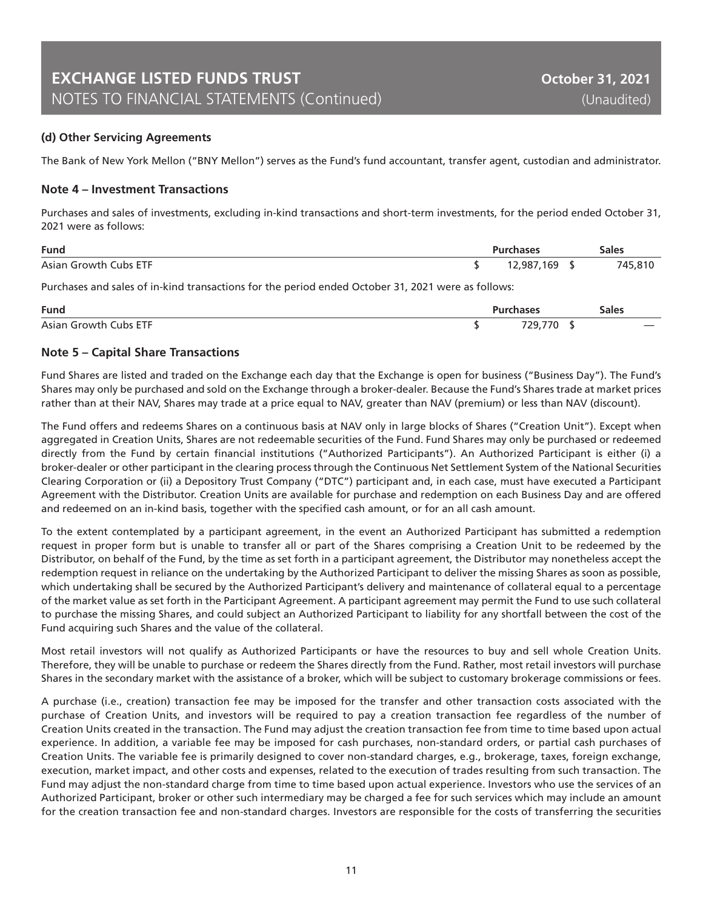### (d) Other Servicing Agreements

The Bank of New York Mellon ("BNY Mellon") serves as the Fund's fund accountant, transfer agent, custodian and administrator.

## Note 4 – Investment Transactions

Purchases and sales of investments, excluding in-kind transactions and short-term investments, for the period ended October 31, 2021 were as follows:

| Fund | Purchases | Sales |
|---|---|---|
| Asian Growth Cubs ETF | $ 12,987,169 | $ 745,810 |

Purchases and sales of in-kind transactions for the period ended October 31, 2021 were as follows:

| Fund | Purchases | Sales |
|---|---|---|
| Asian Growth Cubs ETF | $ 729,770 | $ — |

## Note 5 – Capital Share Transactions

Fund Shares are listed and traded on the Exchange each day that the Exchange is open for business ("Business Day"). The Fund's Shares may only be purchased and sold on the Exchange through a broker-dealer. Because the Fund's Shares trade at market prices rather than at their NAV, Shares may trade at a price equal to NAV, greater than NAV (premium) or less than NAV (discount).

The Fund offers and redeems Shares on a continuous basis at NAV only in large blocks of Shares ("Creation Unit"). Except when aggregated in Creation Units, Shares are not redeemable securities of the Fund. Fund Shares may only be purchased or redeemed directly from the Fund by certain financial institutions ("Authorized Participants"). An Authorized Participant is either (i) a broker-dealer or other participant in the clearing process through the Continuous Net Settlement System of the National Securities Clearing Corporation or (ii) a Depository Trust Company ("DTC") participant and, in each case, must have executed a Participant Agreement with the Distributor. Creation Units are available for purchase and redemption on each Business Day and are offered and redeemed on an in-kind basis, together with the specified cash amount, or for an all cash amount.

To the extent contemplated by a participant agreement, in the event an Authorized Participant has submitted a redemption request in proper form but is unable to transfer all or part of the Shares comprising a Creation Unit to be redeemed by the Distributor, on behalf of the Fund, by the time as set forth in a participant agreement, the Distributor may nonetheless accept the redemption request in reliance on the undertaking by the Authorized Participant to deliver the missing Shares as soon as possible, which undertaking shall be secured by the Authorized Participant's delivery and maintenance of collateral equal to a percentage of the market value as set forth in the Participant Agreement. A participant agreement may permit the Fund to use such collateral to purchase the missing Shares, and could subject an Authorized Participant to liability for any shortfall between the cost of the Fund acquiring such Shares and the value of the collateral.

Most retail investors will not qualify as Authorized Participants or have the resources to buy and sell whole Creation Units. Therefore, they will be unable to purchase or redeem the Shares directly from the Fund. Rather, most retail investors will purchase Shares in the secondary market with the assistance of a broker, which will be subject to customary brokerage commissions or fees.

A purchase (i.e., creation) transaction fee may be imposed for the transfer and other transaction costs associated with the purchase of Creation Units, and investors will be required to pay a creation transaction fee regardless of the number of Creation Units created in the transaction. The Fund may adjust the creation transaction fee from time to time based upon actual experience. In addition, a variable fee may be imposed for cash purchases, non-standard orders, or partial cash purchases of Creation Units. The variable fee is primarily designed to cover non-standard charges, e.g., brokerage, taxes, foreign exchange, execution, market impact, and other costs and expenses, related to the execution of trades resulting from such transaction. The Fund may adjust the non-standard charge from time to time based upon actual experience. Investors who use the services of an Authorized Participant, broker or other such intermediary may be charged a fee for such services which may include an amount for the creation transaction fee and non-standard charges. Investors are responsible for the costs of transferring the securities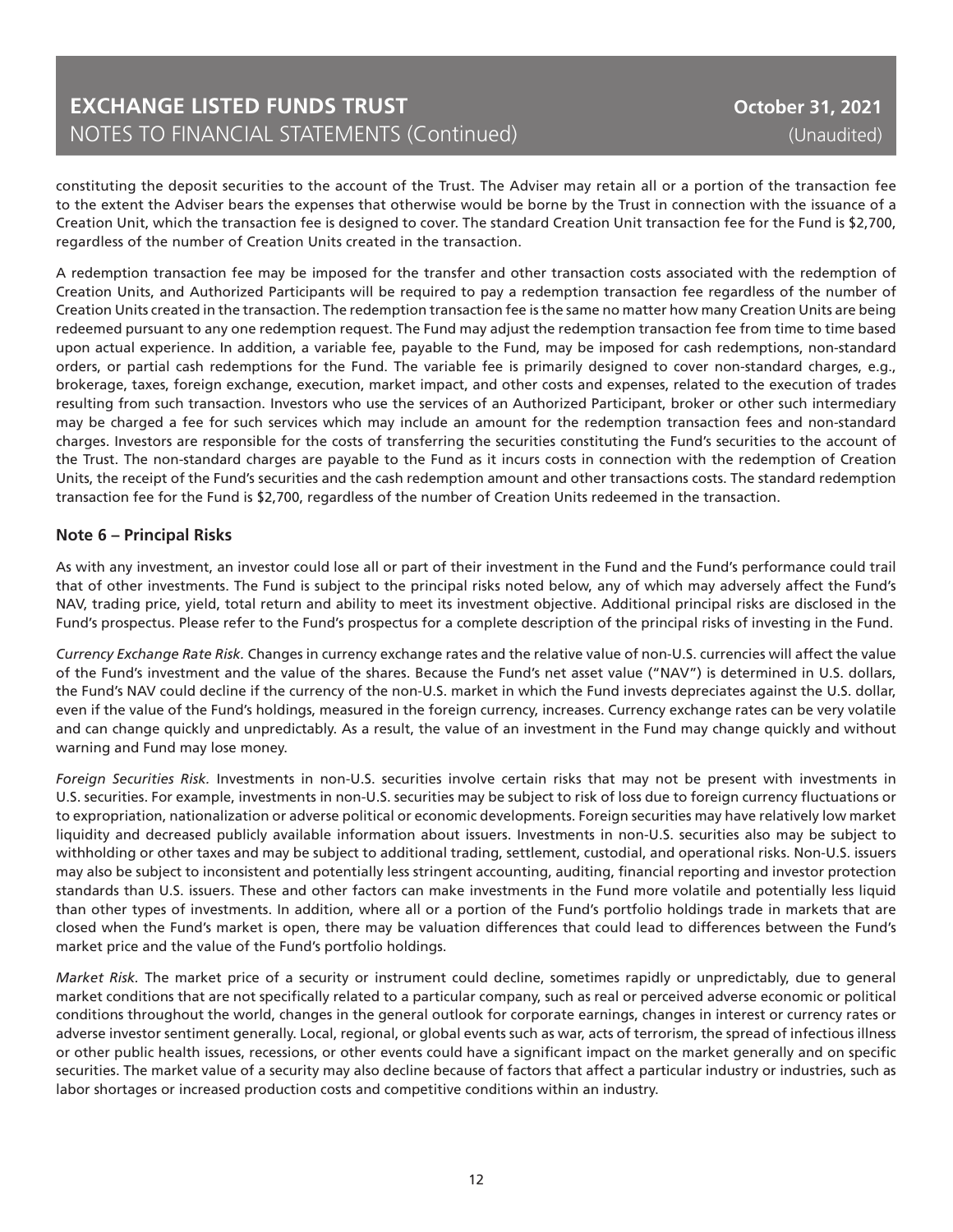constituting the deposit securities to the account of the Trust. The Adviser may retain all or a portion of the transaction fee to the extent the Adviser bears the expenses that otherwise would be borne by the Trust in connection with the issuance of a Creation Unit, which the transaction fee is designed to cover. The standard Creation Unit transaction fee for the Fund is $2,700, regardless of the number of Creation Units created in the transaction.

A redemption transaction fee may be imposed for the transfer and other transaction costs associated with the redemption of Creation Units, and Authorized Participants will be required to pay a redemption transaction fee regardless of the number of Creation Units created in the transaction. The redemption transaction fee is the same no matter how many Creation Units are being redeemed pursuant to any one redemption request. The Fund may adjust the redemption transaction fee from time to time based upon actual experience. In addition, a variable fee, payable to the Fund, may be imposed for cash redemptions, non-standard orders, or partial cash redemptions for the Fund. The variable fee is primarily designed to cover non-standard charges, e.g., brokerage, taxes, foreign exchange, execution, market impact, and other costs and expenses, related to the execution of trades resulting from such transaction. Investors who use the services of an Authorized Participant, broker or other such intermediary may be charged a fee for such services which may include an amount for the redemption transaction fees and non-standard charges. Investors are responsible for the costs of transferring the securities constituting the Fund's securities to the account of the Trust. The non-standard charges are payable to the Fund as it incurs costs in connection with the redemption of Creation Units, the receipt of the Fund's securities and the cash redemption amount and other transactions costs. The standard redemption transaction fee for the Fund is $2,700, regardless of the number of Creation Units redeemed in the transaction.

## Note 6 – Principal Risks

As with any investment, an investor could lose all or part of their investment in the Fund and the Fund's performance could trail that of other investments. The Fund is subject to the principal risks noted below, any of which may adversely affect the Fund's NAV, trading price, yield, total return and ability to meet its investment objective. Additional principal risks are disclosed in the Fund's prospectus. Please refer to the Fund's prospectus for a complete description of the principal risks of investing in the Fund.

*Currency Exchange Rate Risk.* Changes in currency exchange rates and the relative value of non-U.S. currencies will affect the value of the Fund's investment and the value of the shares. Because the Fund's net asset value ("NAV") is determined in U.S. dollars, the Fund's NAV could decline if the currency of the non-U.S. market in which the Fund invests depreciates against the U.S. dollar, even if the value of the Fund's holdings, measured in the foreign currency, increases. Currency exchange rates can be very volatile and can change quickly and unpredictably. As a result, the value of an investment in the Fund may change quickly and without warning and Fund may lose money.

*Foreign Securities Risk.* Investments in non-U.S. securities involve certain risks that may not be present with investments in U.S. securities. For example, investments in non-U.S. securities may be subject to risk of loss due to foreign currency fluctuations or to expropriation, nationalization or adverse political or economic developments. Foreign securities may have relatively low market liquidity and decreased publicly available information about issuers. Investments in non-U.S. securities also may be subject to withholding or other taxes and may be subject to additional trading, settlement, custodial, and operational risks. Non-U.S. issuers may also be subject to inconsistent and potentially less stringent accounting, auditing, financial reporting and investor protection standards than U.S. issuers. These and other factors can make investments in the Fund more volatile and potentially less liquid than other types of investments. In addition, where all or a portion of the Fund's portfolio holdings trade in markets that are closed when the Fund's market is open, there may be valuation differences that could lead to differences between the Fund's market price and the value of the Fund's portfolio holdings.

*Market Risk.* The market price of a security or instrument could decline, sometimes rapidly or unpredictably, due to general market conditions that are not specifically related to a particular company, such as real or perceived adverse economic or political conditions throughout the world, changes in the general outlook for corporate earnings, changes in interest or currency rates or adverse investor sentiment generally. Local, regional, or global events such as war, acts of terrorism, the spread of infectious illness or other public health issues, recessions, or other events could have a significant impact on the market generally and on specific securities. The market value of a security may also decline because of factors that affect a particular industry or industries, such as labor shortages or increased production costs and competitive conditions within an industry.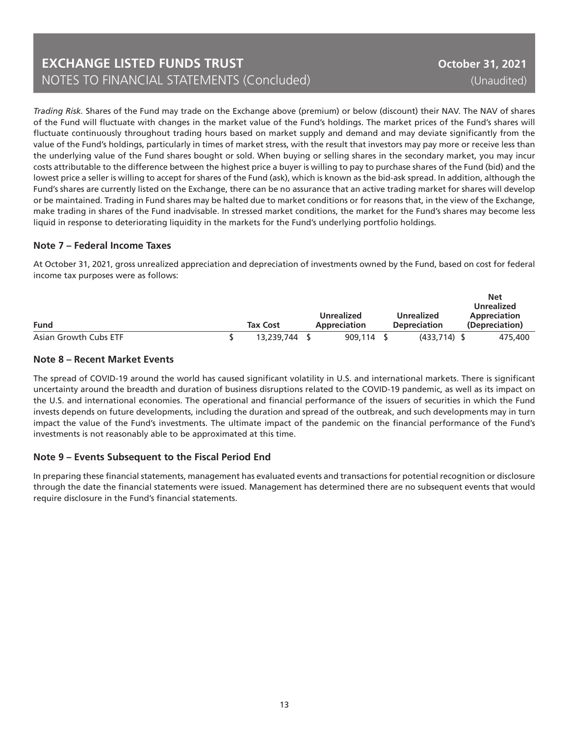*Trading Risk.* Shares of the Fund may trade on the Exchange above (premium) or below (discount) their NAV. The NAV of shares of the Fund will fluctuate with changes in the market value of the Fund's holdings. The market prices of the Fund's shares will fluctuate continuously throughout trading hours based on market supply and demand and may deviate significantly from the value of the Fund's holdings, particularly in times of market stress, with the result that investors may pay more or receive less than the underlying value of the Fund shares bought or sold. When buying or selling shares in the secondary market, you may incur costs attributable to the difference between the highest price a buyer is willing to pay to purchase shares of the Fund (bid) and the lowest price a seller is willing to accept for shares of the Fund (ask), which is known as the bid-ask spread. In addition, although the Fund's shares are currently listed on the Exchange, there can be no assurance that an active trading market for shares will develop or be maintained. Trading in Fund shares may be halted due to market conditions or for reasons that, in the view of the Exchange, make trading in shares of the Fund inadvisable. In stressed market conditions, the market for the Fund's shares may become less liquid in response to deteriorating liquidity in the markets for the Fund's underlying portfolio holdings.

## Note 7 – Federal Income Taxes

At October 31, 2021, gross unrealized appreciation and depreciation of investments owned by the Fund, based on cost for federal income tax purposes were as follows:

| Fund | Tax Cost | Unrealized Appreciation | Unrealized Depreciation | Net Unrealized Appreciation (Depreciation) |
|---|---|---|---|---|
| Asian Growth Cubs ETF | $ 13,239,744 | $ 909,114 | $ (433,714) | $ 475,400 |

## Note 8 – Recent Market Events

The spread of COVID-19 around the world has caused significant volatility in U.S. and international markets. There is significant uncertainty around the breadth and duration of business disruptions related to the COVID-19 pandemic, as well as its impact on the U.S. and international economies. The operational and financial performance of the issuers of securities in which the Fund invests depends on future developments, including the duration and spread of the outbreak, and such developments may in turn impact the value of the Fund's investments. The ultimate impact of the pandemic on the financial performance of the Fund's investments is not reasonably able to be approximated at this time.

## Note 9 – Events Subsequent to the Fiscal Period End

In preparing these financial statements, management has evaluated events and transactions for potential recognition or disclosure through the date the financial statements were issued. Management has determined there are no subsequent events that would require disclosure in the Fund's financial statements.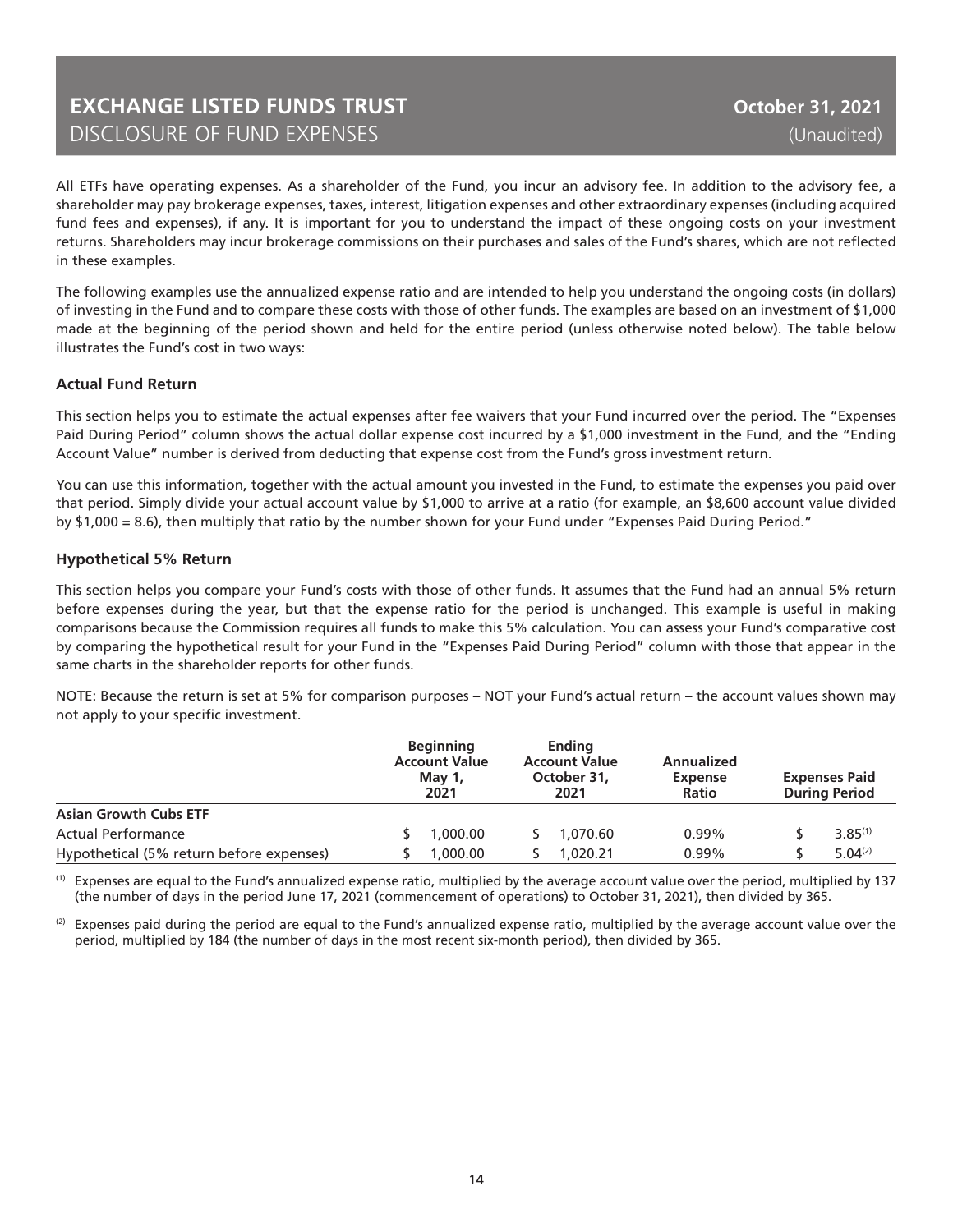# EXCHANGE LISTED FUNDS TRUST
## DISCLOSURE OF FUND EXPENSES

**October 31, 2021**
(Unaudited)

All ETFs have operating expenses. As a shareholder of the Fund, you incur an advisory fee. In addition to the advisory fee, a shareholder may pay brokerage expenses, taxes, interest, litigation expenses and other extraordinary expenses (including acquired fund fees and expenses), if any. It is important for you to understand the impact of these ongoing costs on your investment returns. Shareholders may incur brokerage commissions on their purchases and sales of the Fund's shares, which are not reflected in these examples.

The following examples use the annualized expense ratio and are intended to help you understand the ongoing costs (in dollars) of investing in the Fund and to compare these costs with those of other funds. The examples are based on an investment of $1,000 made at the beginning of the period shown and held for the entire period (unless otherwise noted below). The table below illustrates the Fund's cost in two ways:

### Actual Fund Return

This section helps you to estimate the actual expenses after fee waivers that your Fund incurred over the period. The "Expenses Paid During Period" column shows the actual dollar expense cost incurred by a $1,000 investment in the Fund, and the "Ending Account Value" number is derived from deducting that expense cost from the Fund's gross investment return.

You can use this information, together with the actual amount you invested in the Fund, to estimate the expenses you paid over that period. Simply divide your actual account value by $1,000 to arrive at a ratio (for example, an $8,600 account value divided by $1,000 = 8.6), then multiply that ratio by the number shown for your Fund under "Expenses Paid During Period."

### Hypothetical 5% Return

This section helps you compare your Fund's costs with those of other funds. It assumes that the Fund had an annual 5% return before expenses during the year, but that the expense ratio for the period is unchanged. This example is useful in making comparisons because the Commission requires all funds to make this 5% calculation. You can assess your Fund's comparative cost by comparing the hypothetical result for your Fund in the "Expenses Paid During Period" column with those that appear in the same charts in the shareholder reports for other funds.

NOTE: Because the return is set at 5% for comparison purposes – NOT your Fund's actual return – the account values shown may not apply to your specific investment.

| | Beginning Account Value May 1, 2021 | Ending Account Value October 31, 2021 | Annualized Expense Ratio | Expenses Paid During Period |
|---|---|---|---|---|
| **Asian Growth Cubs ETF** | | | | |
| Actual Performance | $ 1,000.00 | $ 1,070.60 | 0.99% | $ 3.85[(1)] |
| Hypothetical (5% return before expenses) | $ 1,000.00 | $ 1,020.21 | 0.99% | $ 5.04[(2)] |

(1) Expenses are equal to the Fund's annualized expense ratio, multiplied by the average account value over the period, multiplied by 137 (the number of days in the period June 17, 2021 (commencement of operations) to October 31, 2021), then divided by 365.

(2) Expenses paid during the period are equal to the Fund's annualized expense ratio, multiplied by the average account value over the period, multiplied by 184 (the number of days in the most recent six-month period), then divided by 365.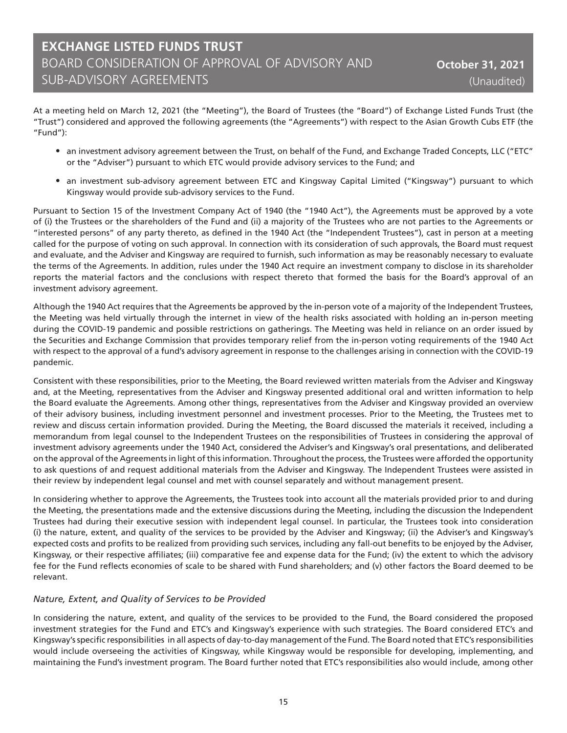# EXCHANGE LISTED FUNDS TRUST

## BOARD CONSIDERATION OF APPROVAL OF ADVISORY AND SUB-ADVISORY AGREEMENTS

**October 31, 2021**
(Unaudited)

At a meeting held on March 12, 2021 (the "Meeting"), the Board of Trustees (the "Board") of Exchange Listed Funds Trust (the "Trust") considered and approved the following agreements (the "Agreements") with respect to the Asian Growth Cubs ETF (the "Fund"):

- an investment advisory agreement between the Trust, on behalf of the Fund, and Exchange Traded Concepts, LLC ("ETC" or the "Adviser") pursuant to which ETC would provide advisory services to the Fund; and
- an investment sub-advisory agreement between ETC and Kingsway Capital Limited ("Kingsway") pursuant to which Kingsway would provide sub-advisory services to the Fund.

Pursuant to Section 15 of the Investment Company Act of 1940 (the "1940 Act"), the Agreements must be approved by a vote of (i) the Trustees or the shareholders of the Fund and (ii) a majority of the Trustees who are not parties to the Agreements or "interested persons" of any party thereto, as defined in the 1940 Act (the "Independent Trustees"), cast in person at a meeting called for the purpose of voting on such approval. In connection with its consideration of such approvals, the Board must request and evaluate, and the Adviser and Kingsway are required to furnish, such information as may be reasonably necessary to evaluate the terms of the Agreements. In addition, rules under the 1940 Act require an investment company to disclose in its shareholder reports the material factors and the conclusions with respect thereto that formed the basis for the Board's approval of an investment advisory agreement.

Although the 1940 Act requires that the Agreements be approved by the in-person vote of a majority of the Independent Trustees, the Meeting was held virtually through the internet in view of the health risks associated with holding an in-person meeting during the COVID-19 pandemic and possible restrictions on gatherings. The Meeting was held in reliance on an order issued by the Securities and Exchange Commission that provides temporary relief from the in-person voting requirements of the 1940 Act with respect to the approval of a fund's advisory agreement in response to the challenges arising in connection with the COVID-19 pandemic.

Consistent with these responsibilities, prior to the Meeting, the Board reviewed written materials from the Adviser and Kingsway and, at the Meeting, representatives from the Adviser and Kingsway presented additional oral and written information to help the Board evaluate the Agreements. Among other things, representatives from the Adviser and Kingsway provided an overview of their advisory business, including investment personnel and investment processes. Prior to the Meeting, the Trustees met to review and discuss certain information provided. During the Meeting, the Board discussed the materials it received, including a memorandum from legal counsel to the Independent Trustees on the responsibilities of Trustees in considering the approval of investment advisory agreements under the 1940 Act, considered the Adviser's and Kingsway's oral presentations, and deliberated on the approval of the Agreements in light of this information. Throughout the process, the Trustees were afforded the opportunity to ask questions of and request additional materials from the Adviser and Kingsway. The Independent Trustees were assisted in their review by independent legal counsel and met with counsel separately and without management present.

In considering whether to approve the Agreements, the Trustees took into account all the materials provided prior to and during the Meeting, the presentations made and the extensive discussions during the Meeting, including the discussion the Independent Trustees had during their executive session with independent legal counsel. In particular, the Trustees took into consideration (i) the nature, extent, and quality of the services to be provided by the Adviser and Kingsway; (ii) the Adviser's and Kingsway's expected costs and profits to be realized from providing such services, including any fall-out benefits to be enjoyed by the Adviser, Kingsway, or their respective affiliates; (iii) comparative fee and expense data for the Fund; (iv) the extent to which the advisory fee for the Fund reflects economies of scale to be shared with Fund shareholders; and (v) other factors the Board deemed to be relevant.

### *Nature, Extent, and Quality of Services to be Provided*

In considering the nature, extent, and quality of the services to be provided to the Fund, the Board considered the proposed investment strategies for the Fund and ETC's and Kingsway's experience with such strategies. The Board considered ETC's and Kingsway's specific responsibilities in all aspects of day-to-day management of the Fund. The Board noted that ETC's responsibilities would include overseeing the activities of Kingsway, while Kingsway would be responsible for developing, implementing, and maintaining the Fund's investment program. The Board further noted that ETC's responsibilities also would include, among other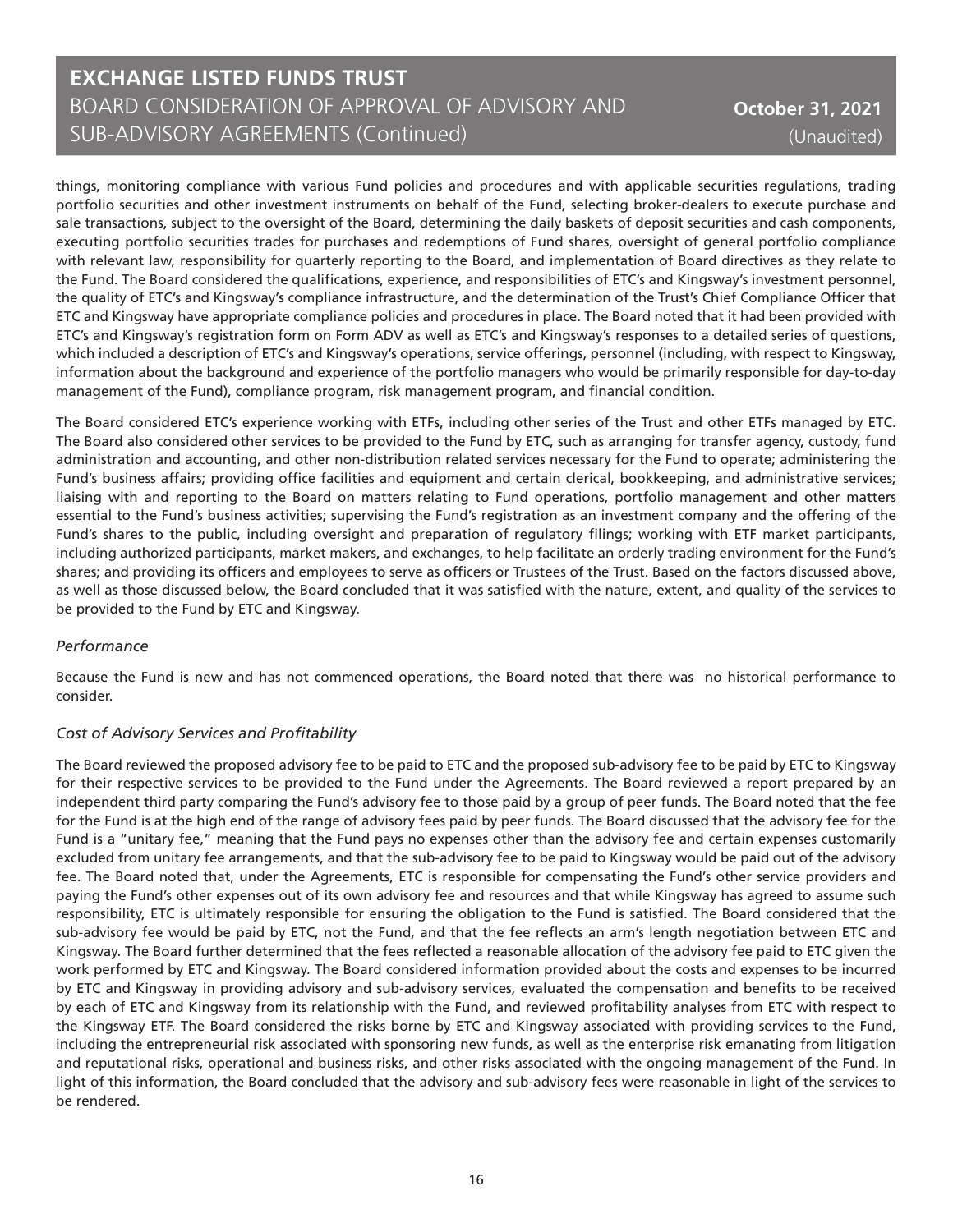things, monitoring compliance with various Fund policies and procedures and with applicable securities regulations, trading portfolio securities and other investment instruments on behalf of the Fund, selecting broker-dealers to execute purchase and sale transactions, subject to the oversight of the Board, determining the daily baskets of deposit securities and cash components, executing portfolio securities trades for purchases and redemptions of Fund shares, oversight of general portfolio compliance with relevant law, responsibility for quarterly reporting to the Board, and implementation of Board directives as they relate to the Fund. The Board considered the qualifications, experience, and responsibilities of ETC's and Kingsway's investment personnel, the quality of ETC's and Kingsway's compliance infrastructure, and the determination of the Trust's Chief Compliance Officer that ETC and Kingsway have appropriate compliance policies and procedures in place. The Board noted that it had been provided with ETC's and Kingsway's registration form on Form ADV as well as ETC's and Kingsway's responses to a detailed series of questions, which included a description of ETC's and Kingsway's operations, service offerings, personnel (including, with respect to Kingsway, information about the background and experience of the portfolio managers who would be primarily responsible for day-to-day management of the Fund), compliance program, risk management program, and financial condition.

The Board considered ETC's experience working with ETFs, including other series of the Trust and other ETFs managed by ETC. The Board also considered other services to be provided to the Fund by ETC, such as arranging for transfer agency, custody, fund administration and accounting, and other non-distribution related services necessary for the Fund to operate; administering the Fund's business affairs; providing office facilities and equipment and certain clerical, bookkeeping, and administrative services; liaising with and reporting to the Board on matters relating to Fund operations, portfolio management and other matters essential to the Fund's business activities; supervising the Fund's registration as an investment company and the offering of the Fund's shares to the public, including oversight and preparation of regulatory filings; working with ETF market participants, including authorized participants, market makers, and exchanges, to help facilitate an orderly trading environment for the Fund's shares; and providing its officers and employees to serve as officers or Trustees of the Trust. Based on the factors discussed above, as well as those discussed below, the Board concluded that it was satisfied with the nature, extent, and quality of the services to be provided to the Fund by ETC and Kingsway.

*Performance*

Because the Fund is new and has not commenced operations, the Board noted that there was no historical performance to consider.

*Cost of Advisory Services and Profitability*

The Board reviewed the proposed advisory fee to be paid to ETC and the proposed sub-advisory fee to be paid by ETC to Kingsway for their respective services to be provided to the Fund under the Agreements. The Board reviewed a report prepared by an independent third party comparing the Fund's advisory fee to those paid by a group of peer funds. The Board noted that the fee for the Fund is at the high end of the range of advisory fees paid by peer funds. The Board discussed that the advisory fee for the Fund is a "unitary fee," meaning that the Fund pays no expenses other than the advisory fee and certain expenses customarily excluded from unitary fee arrangements, and that the sub-advisory fee to be paid to Kingsway would be paid out of the advisory fee. The Board noted that, under the Agreements, ETC is responsible for compensating the Fund's other service providers and paying the Fund's other expenses out of its own advisory fee and resources and that while Kingsway has agreed to assume such responsibility, ETC is ultimately responsible for ensuring the obligation to the Fund is satisfied. The Board considered that the sub-advisory fee would be paid by ETC, not the Fund, and that the fee reflects an arm's length negotiation between ETC and Kingsway. The Board further determined that the fees reflected a reasonable allocation of the advisory fee paid to ETC given the work performed by ETC and Kingsway. The Board considered information provided about the costs and expenses to be incurred by ETC and Kingsway in providing advisory and sub-advisory services, evaluated the compensation and benefits to be received by each of ETC and Kingsway from its relationship with the Fund, and reviewed profitability analyses from ETC with respect to the Kingsway ETF. The Board considered the risks borne by ETC and Kingsway associated with providing services to the Fund, including the entrepreneurial risk associated with sponsoring new funds, as well as the enterprise risk emanating from litigation and reputational risks, operational and business risks, and other risks associated with the ongoing management of the Fund. In light of this information, the Board concluded that the advisory and sub-advisory fees were reasonable in light of the services to be rendered.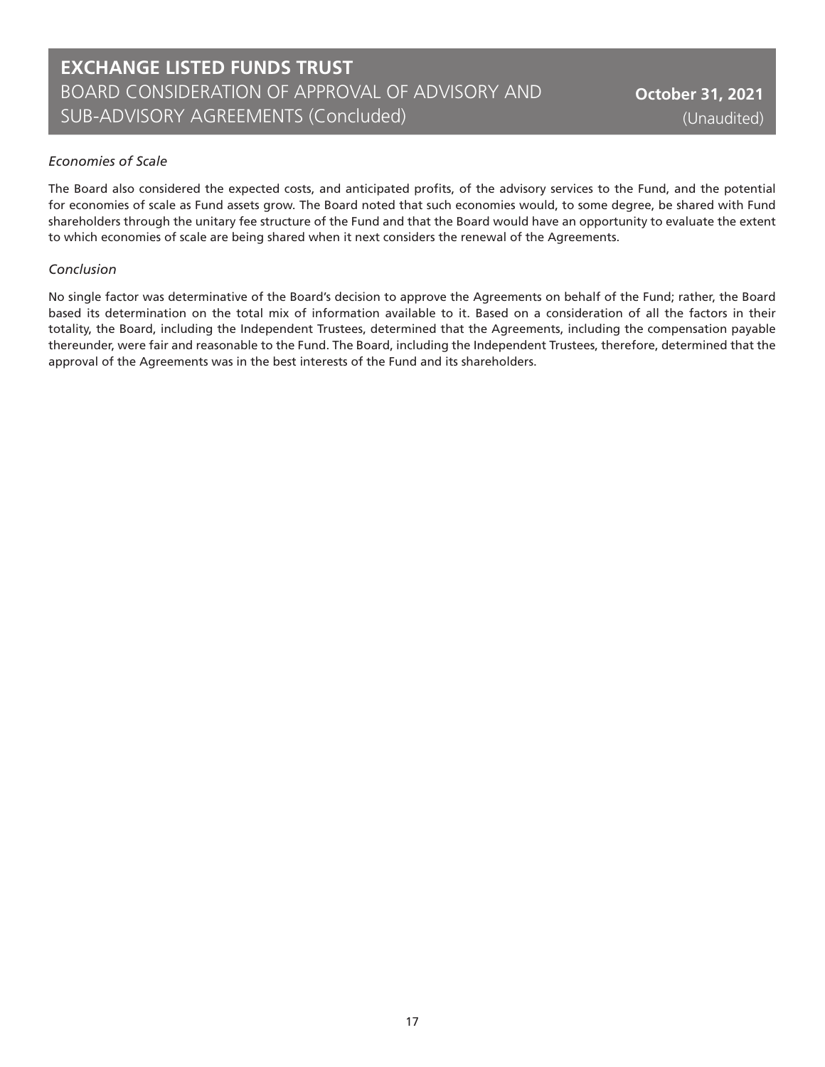*Economies of Scale*

The Board also considered the expected costs, and anticipated profits, of the advisory services to the Fund, and the potential for economies of scale as Fund assets grow. The Board noted that such economies would, to some degree, be shared with Fund shareholders through the unitary fee structure of the Fund and that the Board would have an opportunity to evaluate the extent to which economies of scale are being shared when it next considers the renewal of the Agreements.

*Conclusion*

No single factor was determinative of the Board's decision to approve the Agreements on behalf of the Fund; rather, the Board based its determination on the total mix of information available to it. Based on a consideration of all the factors in their totality, the Board, including the Independent Trustees, determined that the Agreements, including the compensation payable thereunder, were fair and reasonable to the Fund. The Board, including the Independent Trustees, therefore, determined that the approval of the Agreements was in the best interests of the Fund and its shareholders.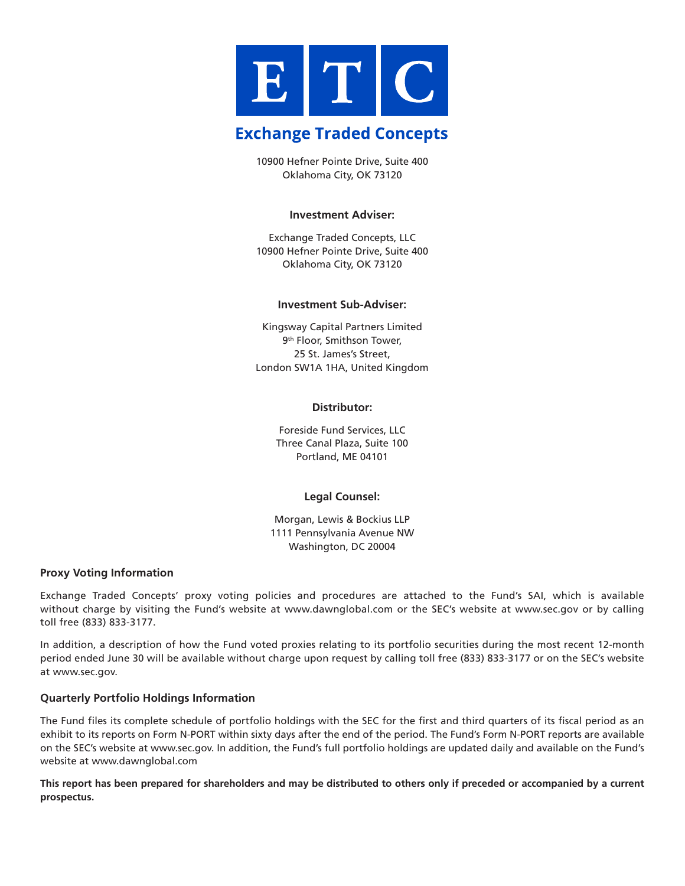**ETC**

**Exchange Traded Concepts**

10900 Hefner Pointe Drive, Suite 400
Oklahoma City, OK 73120

**Investment Adviser:**

Exchange Traded Concepts, LLC
10900 Hefner Pointe Drive, Suite 400
Oklahoma City, OK 73120

**Investment Sub-Adviser:**

Kingsway Capital Partners Limited
9th Floor, Smithson Tower,
25 St. James's Street,
London SW1A 1HA, United Kingdom

**Distributor:**

Foreside Fund Services, LLC
Three Canal Plaza, Suite 100
Portland, ME 04101

**Legal Counsel:**

Morgan, Lewis & Bockius LLP
1111 Pennsylvania Avenue NW
Washington, DC 20004

**Proxy Voting Information**

Exchange Traded Concepts' proxy voting policies and procedures are attached to the Fund's SAI, which is available without charge by visiting the Fund's website at www.dawnglobal.com or the SEC's website at www.sec.gov or by calling toll free (833) 833-3177.

In addition, a description of how the Fund voted proxies relating to its portfolio securities during the most recent 12-month period ended June 30 will be available without charge upon request by calling toll free (833) 833-3177 or on the SEC's website at www.sec.gov.

**Quarterly Portfolio Holdings Information**

The Fund files its complete schedule of portfolio holdings with the SEC for the first and third quarters of its fiscal period as an exhibit to its reports on Form N-PORT within sixty days after the end of the period. The Fund's Form N-PORT reports are available on the SEC's website at www.sec.gov. In addition, the Fund's full portfolio holdings are updated daily and available on the Fund's website at www.dawnglobal.com

**This report has been prepared for shareholders and may be distributed to others only if preceded or accompanied by a current prospectus.**